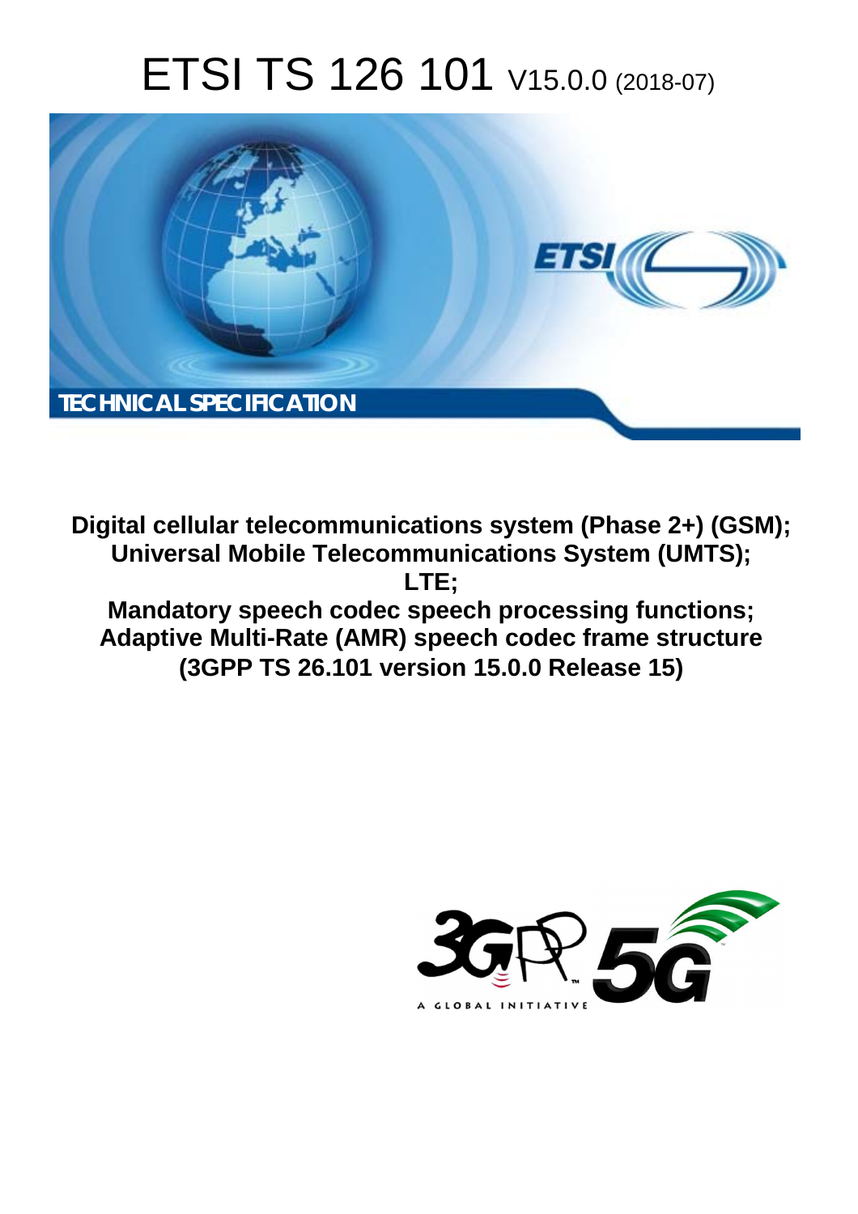# ETSI TS 126 101 V15.0.0 (2018-07)

TECHNICAL SPECIFICATION

**Digital cellular telecommunications system (Phase 2+) (GSM); Universal Mobile Telecommunications System (UMTS); LTE; Mandatory speech codec speech processing functions; Adaptive Multi-Rate (AMR) speech codec frame structure (3GPP TS 26.101 version 15.0.0 Release 15)**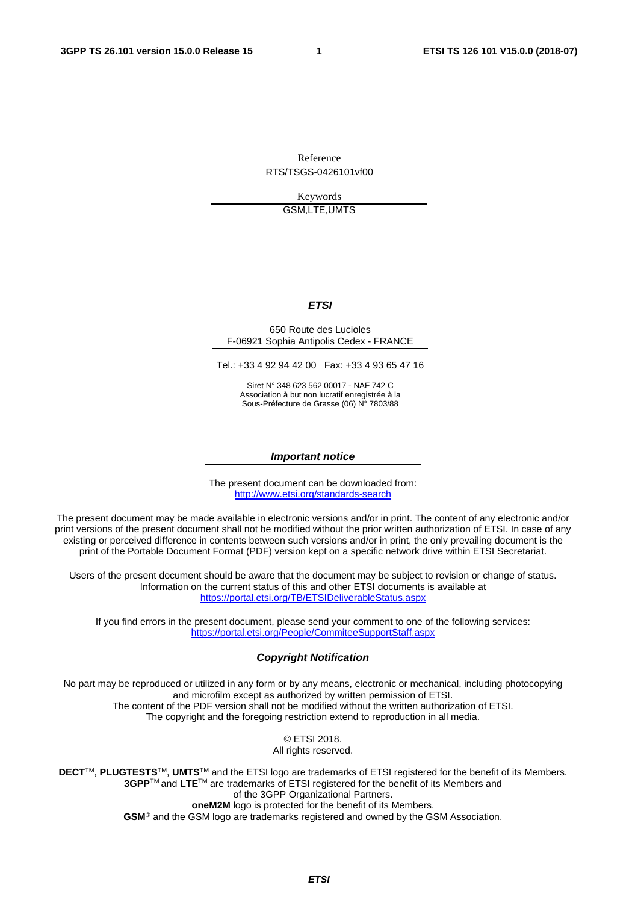Reference

RTS/TSGS-0426101vf00

Keywords

GSM,LTE,UMTS

***ETSI***

650 Route des Lucioles
F-06921 Sophia Antipolis Cedex - FRANCE

Tel.: +33 4 92 94 42 00   Fax: +33 4 93 65 47 16

Siret N° 348 623 562 00017 - NAF 742 C
Association à but non lucratif enregistrée à la
Sous-Préfecture de Grasse (06) N° 7803/88

***Important notice***

The present document can be downloaded from:
http://www.etsi.org/standards-search

The present document may be made available in electronic versions and/or in print. The content of any electronic and/or print versions of the present document shall not be modified without the prior written authorization of ETSI. In case of any existing or perceived difference in contents between such versions and/or in print, the only prevailing document is the print of the Portable Document Format (PDF) version kept on a specific network drive within ETSI Secretariat.

Users of the present document should be aware that the document may be subject to revision or change of status. Information on the current status of this and other ETSI documents is available at
https://portal.etsi.org/TB/ETSIDeliverableStatus.aspx

If you find errors in the present document, please send your comment to one of the following services:
https://portal.etsi.org/People/CommiteeSupportStaff.aspx

***Copyright Notification***

No part may be reproduced or utilized in any form or by any means, electronic or mechanical, including photocopying and microfilm except as authorized by written permission of ETSI.
The content of the PDF version shall not be modified without the written authorization of ETSI.
The copyright and the foregoing restriction extend to reproduction in all media.

© ETSI 2018.
All rights reserved.

**DECT**™, **PLUGTESTS**™, **UMTS**™ and the ETSI logo are trademarks of ETSI registered for the benefit of its Members.
**3GPP**™ and **LTE**™ are trademarks of ETSI registered for the benefit of its Members and of the 3GPP Organizational Partners.
**oneM2M** logo is protected for the benefit of its Members.
**GSM**® and the GSM logo are trademarks registered and owned by the GSM Association.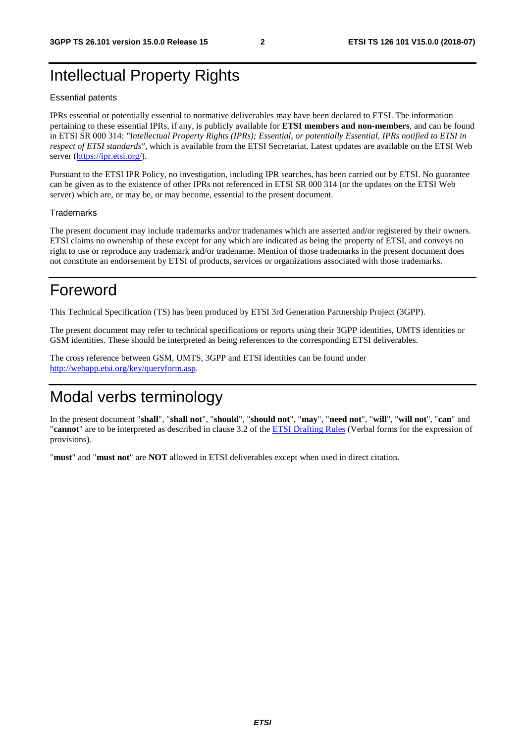# Intellectual Property Rights

Essential patents

IPRs essential or potentially essential to normative deliverables may have been declared to ETSI. The information pertaining to these essential IPRs, if any, is publicly available for **ETSI members and non-members**, and can be found in ETSI SR 000 314: *"Intellectual Property Rights (IPRs); Essential, or potentially Essential, IPRs notified to ETSI in respect of ETSI standards"*, which is available from the ETSI Secretariat. Latest updates are available on the ETSI Web server (https://ipr.etsi.org/).

Pursuant to the ETSI IPR Policy, no investigation, including IPR searches, has been carried out by ETSI. No guarantee can be given as to the existence of other IPRs not referenced in ETSI SR 000 314 (or the updates on the ETSI Web server) which are, or may be, or may become, essential to the present document.

Trademarks

The present document may include trademarks and/or tradenames which are asserted and/or registered by their owners. ETSI claims no ownership of these except for any which are indicated as being the property of ETSI, and conveys no right to use or reproduce any trademark and/or tradename. Mention of those trademarks in the present document does not constitute an endorsement by ETSI of products, services or organizations associated with those trademarks.

# Foreword

This Technical Specification (TS) has been produced by ETSI 3rd Generation Partnership Project (3GPP).

The present document may refer to technical specifications or reports using their 3GPP identities, UMTS identities or GSM identities. These should be interpreted as being references to the corresponding ETSI deliverables.

The cross reference between GSM, UMTS, 3GPP and ETSI identities can be found under http://webapp.etsi.org/key/queryform.asp.

# Modal verbs terminology

In the present document "**shall**", "**shall not**", "**should**", "**should not**", "**may**", "**need not**", "**will**", "**will not**", "**can**" and "**cannot**" are to be interpreted as described in clause 3.2 of the ETSI Drafting Rules (Verbal forms for the expression of provisions).

"**must**" and "**must not**" are **NOT** allowed in ETSI deliverables except when used in direct citation.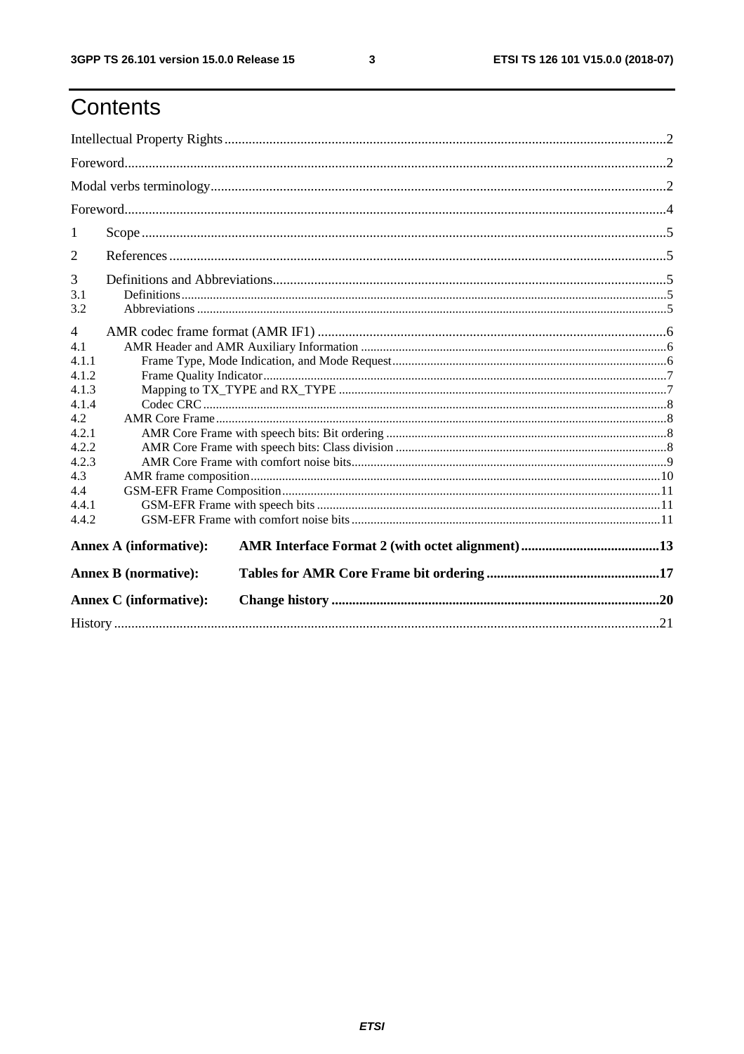# Contents

Intellectual Property Rights ..... 2

Foreword ..... 2

Modal verbs terminology ..... 2

Foreword ..... 4

1 Scope ..... 5

2 References ..... 5

3 Definitions and Abbreviations ..... 5

3.1 Definitions ..... 5

3.2 Abbreviations ..... 5

4 AMR codec frame format (AMR IF1) ..... 6

4.1 AMR Header and AMR Auxiliary Information ..... 6

4.1.1 Frame Type, Mode Indication, and Mode Request ..... 6

4.1.2 Frame Quality Indicator ..... 7

4.1.3 Mapping to TX_TYPE and RX_TYPE ..... 7

4.1.4 Codec CRC ..... 8

4.2 AMR Core Frame ..... 8

4.2.1 AMR Core Frame with speech bits: Bit ordering ..... 8

4.2.2 AMR Core Frame with speech bits: Class division ..... 8

4.2.3 AMR Core Frame with comfort noise bits ..... 9

4.3 AMR frame composition ..... 10

4.4 GSM-EFR Frame Composition ..... 11

4.4.1 GSM-EFR Frame with speech bits ..... 11

4.4.2 GSM-EFR Frame with comfort noise bits ..... 11

**Annex A (informative): AMR Interface Format 2 (with octet alignment) ..... 13**

**Annex B (normative): Tables for AMR Core Frame bit ordering ..... 17**

**Annex C (informative): Change history ..... 20**

History ..... 21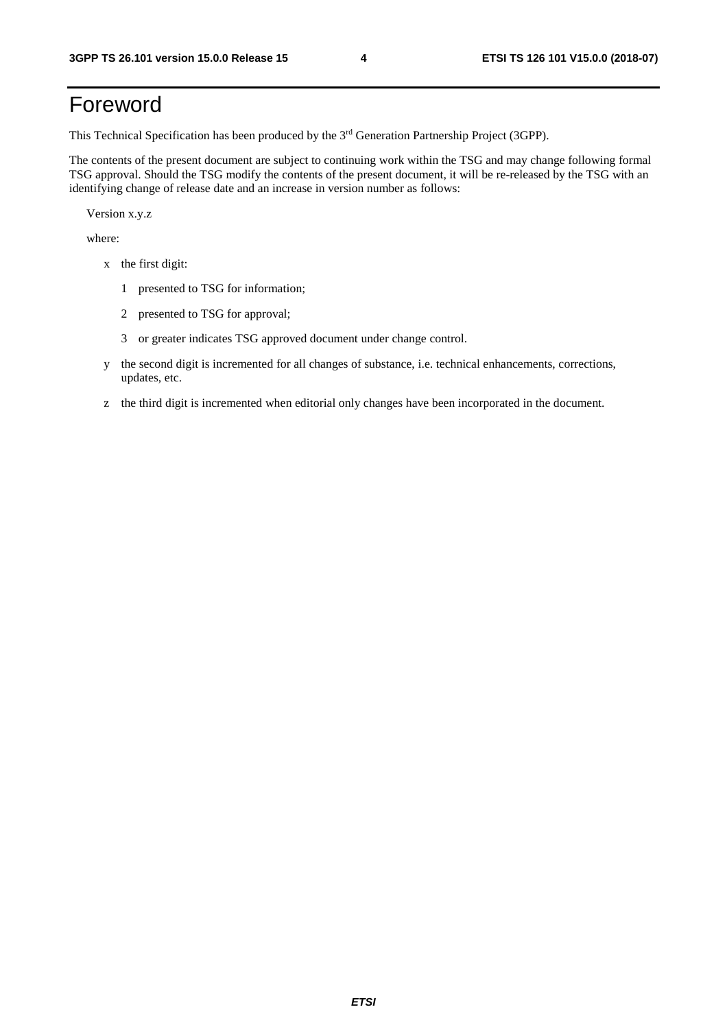# Foreword

This Technical Specification has been produced by the 3rd Generation Partnership Project (3GPP).

The contents of the present document are subject to continuing work within the TSG and may change following formal TSG approval. Should the TSG modify the contents of the present document, it will be re-released by the TSG with an identifying change of release date and an increase in version number as follows:

Version x.y.z

where:

- x the first digit:
  - 1 presented to TSG for information;
  - 2 presented to TSG for approval;
  - 3 or greater indicates TSG approved document under change control.
- y the second digit is incremented for all changes of substance, i.e. technical enhancements, corrections, updates, etc.
- z the third digit is incremented when editorial only changes have been incorporated in the document.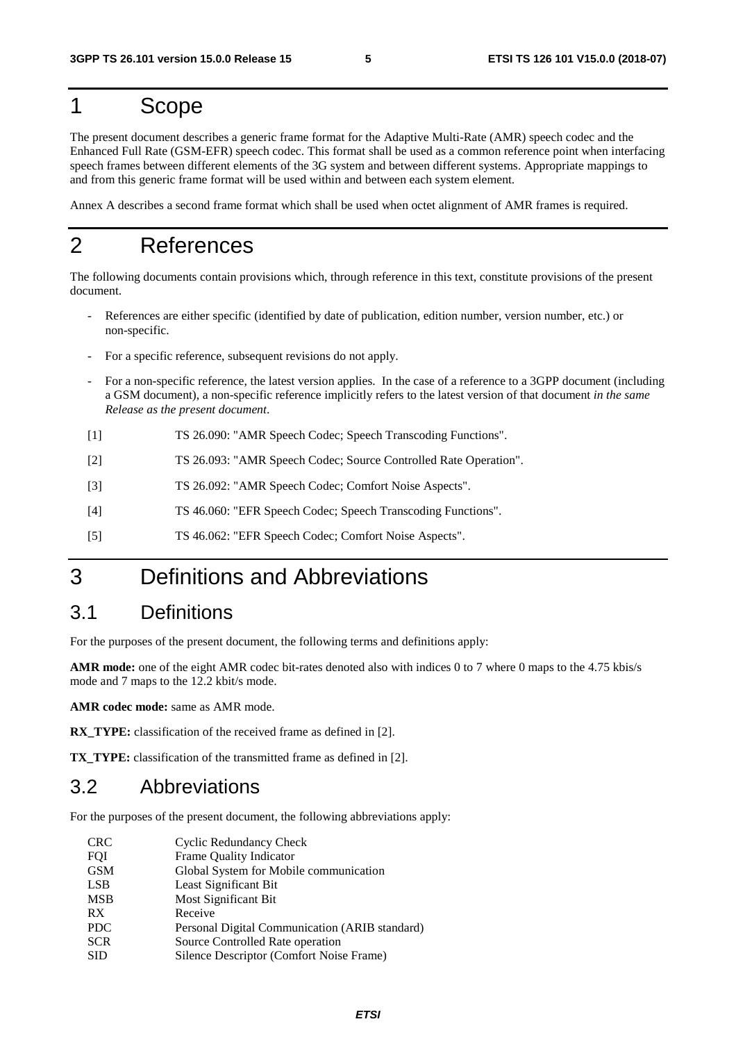# 1 Scope

The present document describes a generic frame format for the Adaptive Multi-Rate (AMR) speech codec and the Enhanced Full Rate (GSM-EFR) speech codec. This format shall be used as a common reference point when interfacing speech frames between different elements of the 3G system and between different systems. Appropriate mappings to and from this generic frame format will be used within and between each system element.

Annex A describes a second frame format which shall be used when octet alignment of AMR frames is required.

# 2 References

The following documents contain provisions which, through reference in this text, constitute provisions of the present document.

- References are either specific (identified by date of publication, edition number, version number, etc.) or non-specific.
- For a specific reference, subsequent revisions do not apply.
- For a non-specific reference, the latest version applies. In the case of a reference to a 3GPP document (including a GSM document), a non-specific reference implicitly refers to the latest version of that document *in the same Release as the present document*.

[1] TS 26.090: "AMR Speech Codec; Speech Transcoding Functions".

[2] TS 26.093: "AMR Speech Codec; Source Controlled Rate Operation".

[3] TS 26.092: "AMR Speech Codec; Comfort Noise Aspects".

[4] TS 46.060: "EFR Speech Codec; Speech Transcoding Functions".

[5] TS 46.062: "EFR Speech Codec; Comfort Noise Aspects".

# 3 Definitions and Abbreviations

## 3.1 Definitions

For the purposes of the present document, the following terms and definitions apply:

**AMR mode:** one of the eight AMR codec bit-rates denoted also with indices 0 to 7 where 0 maps to the 4.75 kbis/s mode and 7 maps to the 12.2 kbit/s mode.

**AMR codec mode:** same as AMR mode.

**RX_TYPE:** classification of the received frame as defined in [2].

**TX_TYPE:** classification of the transmitted frame as defined in [2].

## 3.2 Abbreviations

For the purposes of the present document, the following abbreviations apply:

| | |
|---|---|
| CRC | Cyclic Redundancy Check |
| FQI | Frame Quality Indicator |
| GSM | Global System for Mobile communication |
| LSB | Least Significant Bit |
| MSB | Most Significant Bit |
| RX | Receive |
| PDC | Personal Digital Communication (ARIB standard) |
| SCR | Source Controlled Rate operation |
| SID | Silence Descriptor (Comfort Noise Frame) |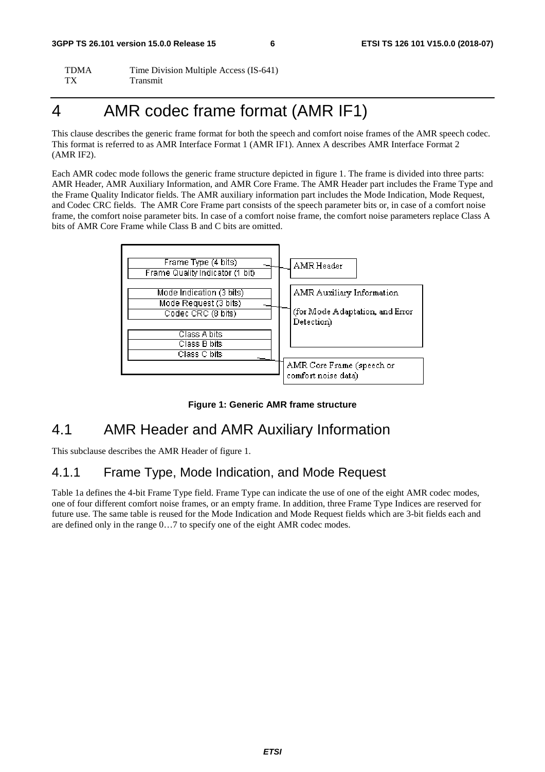| | |
|---|---|
| TDMA | Time Division Multiple Access (IS-641) |
| TX | Transmit |

# 4 AMR codec frame format (AMR IF1)

This clause describes the generic frame format for both the speech and comfort noise frames of the AMR speech codec. This format is referred to as AMR Interface Format 1 (AMR IF1). Annex A describes AMR Interface Format 2 (AMR IF2).

Each AMR codec mode follows the generic frame structure depicted in figure 1. The frame is divided into three parts: AMR Header, AMR Auxiliary Information, and AMR Core Frame. The AMR Header part includes the Frame Type and the Frame Quality Indicator fields. The AMR auxiliary information part includes the Mode Indication, Mode Request, and Codec CRC fields. The AMR Core Frame part consists of the speech parameter bits or, in case of a comfort noise frame, the comfort noise parameter bits. In case of a comfort noise frame, the comfort noise parameters replace Class A bits of AMR Core Frame while Class B and C bits are omitted.

| Field | Part |
|---|---|
| Frame Type (4 bits) | AMR Header |
| Frame Quality Indicator (1 bit) | |
| Mode Indication (3 bits) | AMR Auxiliary Information (for Mode Adaptation, and Error Detection) |
| Mode Request (3 bits) | |
| Codec CRC (8 bits) | |
| Class A bits | AMR Core Frame (speech or comfort noise data) |
| Class B bits | |
| Class C bits | |

**Figure 1: Generic AMR frame structure**

## 4.1 AMR Header and AMR Auxiliary Information

This subclause describes the AMR Header of figure 1.

### 4.1.1 Frame Type, Mode Indication, and Mode Request

Table 1a defines the 4-bit Frame Type field. Frame Type can indicate the use of one of the eight AMR codec modes, one of four different comfort noise frames, or an empty frame. In addition, three Frame Type Indices are reserved for future use. The same table is reused for the Mode Indication and Mode Request fields which are 3-bit fields each and are defined only in the range 0…7 to specify one of the eight AMR codec modes.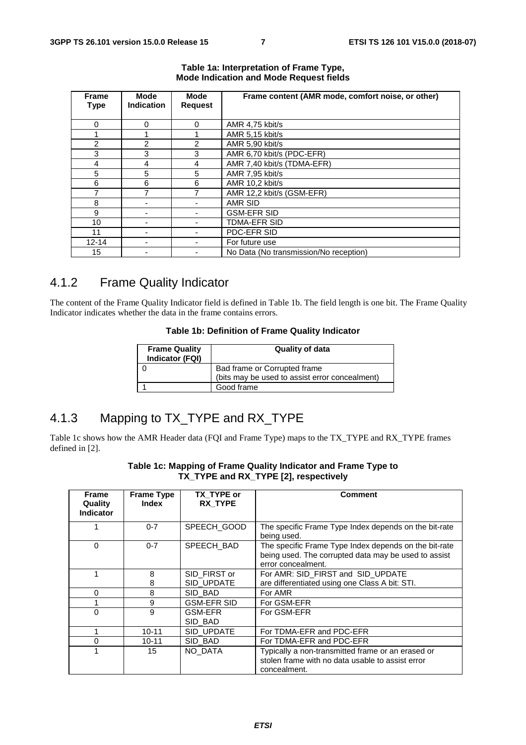**Table 1a: Interpretation of Frame Type, Mode Indication and Mode Request fields**

| Frame Type | Mode Indication | Mode Request | Frame content (AMR mode, comfort noise, or other) |
|---|---|---|---|
| 0 | 0 | 0 | AMR 4,75 kbit/s |
| 1 | 1 | 1 | AMR 5,15 kbit/s |
| 2 | 2 | 2 | AMR 5,90 kbit/s |
| 3 | 3 | 3 | AMR 6,70 kbit/s (PDC-EFR) |
| 4 | 4 | 4 | AMR 7,40 kbit/s (TDMA-EFR) |
| 5 | 5 | 5 | AMR 7,95 kbit/s |
| 6 | 6 | 6 | AMR 10,2 kbit/s |
| 7 | 7 | 7 | AMR 12,2 kbit/s (GSM-EFR) |
| 8 | - | - | AMR SID |
| 9 | - | - | GSM-EFR SID |
| 10 | - | - | TDMA-EFR SID |
| 11 | - | - | PDC-EFR SID |
| 12-14 | - | - | For future use |
| 15 | - | - | No Data (No transmission/No reception) |

## 4.1.2 Frame Quality Indicator

The content of the Frame Quality Indicator field is defined in Table 1b. The field length is one bit. The Frame Quality Indicator indicates whether the data in the frame contains errors.

**Table 1b: Definition of Frame Quality Indicator**

| Frame Quality Indicator (FQI) | Quality of data |
|---|---|
| 0 | Bad frame or Corrupted frame<br>(bits may be used to assist error concealment) |
| 1 | Good frame |

## 4.1.3 Mapping to TX_TYPE and RX_TYPE

Table 1c shows how the AMR Header data (FQI and Frame Type) maps to the TX_TYPE and RX_TYPE frames defined in [2].

**Table 1c: Mapping of Frame Quality Indicator and Frame Type to TX_TYPE and RX_TYPE [2], respectively**

| Frame Quality Indicator | Frame Type Index | TX_TYPE or RX_TYPE | Comment |
|---|---|---|---|
| 1 | 0-7 | SPEECH_GOOD | The specific Frame Type Index depends on the bit-rate being used. |
| 0 | 0-7 | SPEECH_BAD | The specific Frame Type Index depends on the bit-rate being used. The corrupted data may be used to assist error concealment. |
| 1 | 8<br>8 | SID_FIRST or<br>SID_UPDATE | For AMR: SID_FIRST and SID_UPDATE are differentiated using one Class A bit: STI. |
| 0 | 8 | SID_BAD | For AMR |
| 1 | 9 | GSM-EFR SID | For GSM-EFR |
| 0 | 9 | GSM-EFR SID_BAD | For GSM-EFR |
| 1 | 10-11 | SID_UPDATE | For TDMA-EFR and PDC-EFR |
| 0 | 10-11 | SID_BAD | For TDMA-EFR and PDC-EFR |
| 1 | 15 | NO_DATA | Typically a non-transmitted frame or an erased or stolen frame with no data usable to assist error concealment. |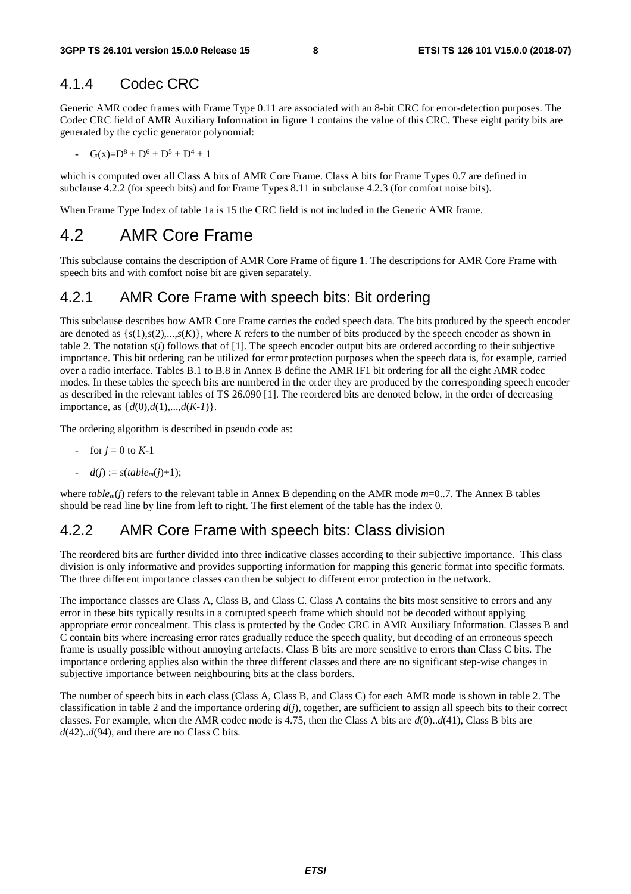### 4.1.4 Codec CRC

Generic AMR codec frames with Frame Type 0.11 are associated with an 8-bit CRC for error-detection purposes. The Codec CRC field of AMR Auxiliary Information in figure 1 contains the value of this CRC. These eight parity bits are generated by the cyclic generator polynomial:

- $G(x)=D^8 + D^6 + D^5 + D^4 + 1$

which is computed over all Class A bits of AMR Core Frame. Class A bits for Frame Types 0.7 are defined in subclause 4.2.2 (for speech bits) and for Frame Types 8.11 in subclause 4.2.3 (for comfort noise bits).

When Frame Type Index of table 1a is 15 the CRC field is not included in the Generic AMR frame.

## 4.2 AMR Core Frame

This subclause contains the description of AMR Core Frame of figure 1. The descriptions for AMR Core Frame with speech bits and with comfort noise bit are given separately.

### 4.2.1 AMR Core Frame with speech bits: Bit ordering

This subclause describes how AMR Core Frame carries the coded speech data. The bits produced by the speech encoder are denoted as $\{s(1),s(2),...,s(K)\}$, where $K$ refers to the number of bits produced by the speech encoder as shown in table 2. The notation $s(i)$ follows that of [1]. The speech encoder output bits are ordered according to their subjective importance. This bit ordering can be utilized for error protection purposes when the speech data is, for example, carried over a radio interface. Tables B.1 to B.8 in Annex B define the AMR IF1 bit ordering for all the eight AMR codec modes. In these tables the speech bits are numbered in the order they are produced by the corresponding speech encoder as described in the relevant tables of TS 26.090 [1]. The reordered bits are denoted below, in the order of decreasing importance, as $\{d(0),d(1),...,d(K-1)\}$.

The ordering algorithm is described in pseudo code as:

- for $j = 0$ to $K$-1
- $d(j) := s(table_m(j)+1)$;

where $table_m(j)$ refers to the relevant table in Annex B depending on the AMR mode $m$=0..7. The Annex B tables should be read line by line from left to right. The first element of the table has the index 0.

### 4.2.2 AMR Core Frame with speech bits: Class division

The reordered bits are further divided into three indicative classes according to their subjective importance. This class division is only informative and provides supporting information for mapping this generic format into specific formats. The three different importance classes can then be subject to different error protection in the network.

The importance classes are Class A, Class B, and Class C. Class A contains the bits most sensitive to errors and any error in these bits typically results in a corrupted speech frame which should not be decoded without applying appropriate error concealment. This class is protected by the Codec CRC in AMR Auxiliary Information. Classes B and C contain bits where increasing error rates gradually reduce the speech quality, but decoding of an erroneous speech frame is usually possible without annoying artefacts. Class B bits are more sensitive to errors than Class C bits. The importance ordering applies also within the three different classes and there are no significant step-wise changes in subjective importance between neighbouring bits at the class borders.

The number of speech bits in each class (Class A, Class B, and Class C) for each AMR mode is shown in table 2. The classification in table 2 and the importance ordering $d(j)$, together, are sufficient to assign all speech bits to their correct classes. For example, when the AMR codec mode is 4.75, then the Class A bits are $d(0)..d(41)$, Class B bits are $d(42)..d(94)$, and there are no Class C bits.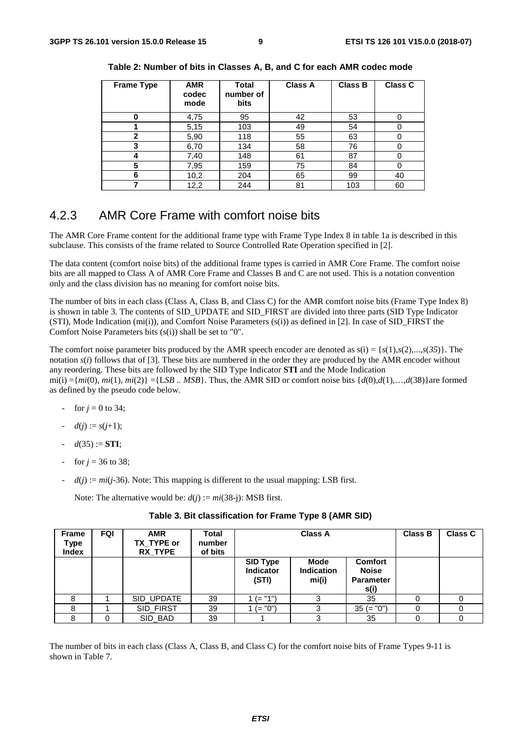**Table 2: Number of bits in Classes A, B, and C for each AMR codec mode**

| Frame Type | AMR codec mode | Total number of bits | Class A | Class B | Class C |
|---|---|---|---|---|---|
| **0** | 4,75 | 95 | 42 | 53 | 0 |
| **1** | 5,15 | 103 | 49 | 54 | 0 |
| **2** | 5,90 | 118 | 55 | 63 | 0 |
| **3** | 6,70 | 134 | 58 | 76 | 0 |
| **4** | 7,40 | 148 | 61 | 87 | 0 |
| **5** | 7,95 | 159 | 75 | 84 | 0 |
| **6** | 10,2 | 204 | 65 | 99 | 40 |
| **7** | 12,2 | 244 | 81 | 103 | 60 |

### 4.2.3 AMR Core Frame with comfort noise bits

The AMR Core Frame content for the additional frame type with Frame Type Index 8 in table 1a is described in this subclause. This consists of the frame related to Source Controlled Rate Operation specified in [2].

The data content (comfort noise bits) of the additional frame types is carried in AMR Core Frame. The comfort noise bits are all mapped to Class A of AMR Core Frame and Classes B and C are not used. This is a notation convention only and the class division has no meaning for comfort noise bits.

The number of bits in each class (Class A, Class B, and Class C) for the AMR comfort noise bits (Frame Type Index 8) is shown in table 3. The contents of SID_UPDATE and SID_FIRST are divided into three parts (SID Type Indicator (STI), Mode Indication (mi(i)), and Comfort Noise Parameters (s(i)) as defined in [2]. In case of SID_FIRST the Comfort Noise Parameters bits (s(i)) shall be set to "0".

The comfort noise parameter bits produced by the AMR speech encoder are denoted as $s(i) = \{s(1), s(2), ..., s(35)\}$. The notation $s(i)$ follows that of [3]. These bits are numbered in the order they are produced by the AMR encoder without any reordering. These bits are followed by the SID Type Indicator **STI** and the Mode Indication $mi(i) = \{mi(0), mi(1), mi(2)\} = \{LSB .. MSB\}$. Thus, the AMR SID or comfort noise bits $\{d(0), d(1), \ldots, d(38)\}$ are formed as defined by the pseudo code below.

- for $j = 0$ to 34;
- $d(j) := s(j+1)$;
- $d(35) :=$ **STI**;
- for $j = 36$ to 38;
- $d(j) := mi(j-36)$. Note: This mapping is different to the usual mapping: LSB first.

  Note: The alternative would be: $d(j) := mi(38-j)$: MSB first.

**Table 3. Bit classification for Frame Type 8 (AMR SID)**

| Frame Type Index | FQI | AMR TX_TYPE or RX_TYPE | Total number of bits | Class A | | | Class B | Class C |
|---|---|---|---|---|---|---|---|---|
| | | | | SID Type Indicator (STI) | Mode Indication mi(i) | Comfort Noise Parameter s(i) | | |
| 8 | 1 | SID_UPDATE | 39 | 1 (= "1") | 3 | 35 | 0 | 0 |
| 8 | 1 | SID_FIRST | 39 | 1 (= "0") | 3 | 35 (= "0") | 0 | 0 |
| 8 | 0 | SID_BAD | 39 | 1 | 3 | 35 | 0 | 0 |

The number of bits in each class (Class A, Class B, and Class C) for the comfort noise bits of Frame Types 9-11 is shown in Table 7.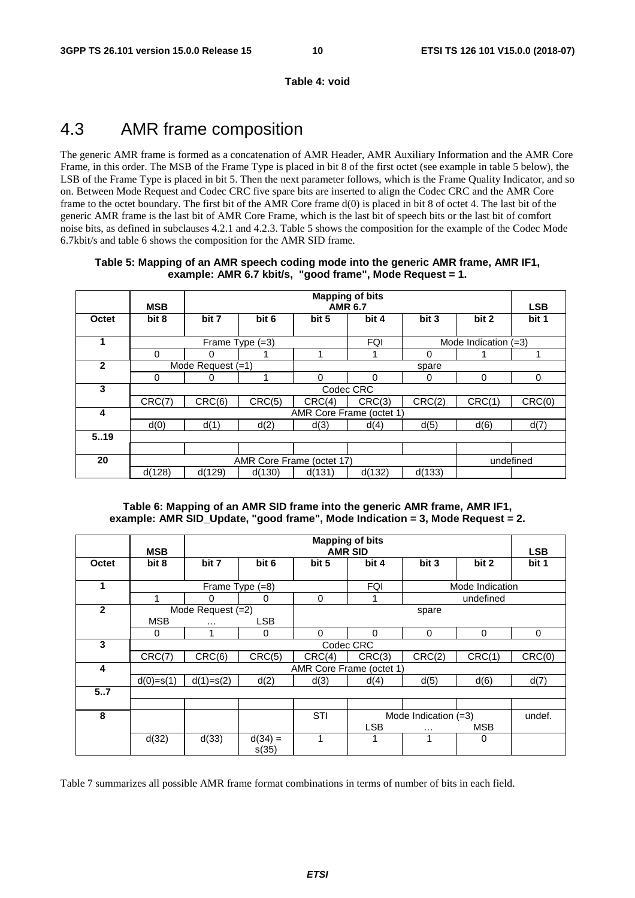**Table 4: void**

## 4.3 AMR frame composition

The generic AMR frame is formed as a concatenation of AMR Header, AMR Auxiliary Information and the AMR Core Frame, in this order. The MSB of the Frame Type is placed in bit 8 of the first octet (see example in table 5 below), the LSB of the Frame Type is placed in bit 5. Then the next parameter follows, which is the Frame Quality Indicator, and so on. Between Mode Request and Codec CRC five spare bits are inserted to align the Codec CRC and the AMR Core frame to the octet boundary. The first bit of the AMR Core frame d(0) is placed in bit 8 of octet 4. The last bit of the generic AMR frame is the last bit of AMR Core Frame, which is the last bit of speech bits or the last bit of comfort noise bits, as defined in subclauses 4.2.1 and 4.2.3. Table 5 shows the composition for the example of the Codec Mode 6.7kbit/s and table 6 shows the composition for the AMR SID frame.

**Table 5: Mapping of an AMR speech coding mode into the generic AMR frame, AMR IF1, example: AMR 6.7 kbit/s, "good frame", Mode Request = 1.**

| | MSB | Mapping of bits AMR 6.7 | | | | | | LSB |
|---|---|---|---|---|---|---|---|---|
| **Octet** | **bit 8** | **bit 7** | **bit 6** | **bit 5** | **bit 4** | **bit 3** | **bit 2** | **bit 1** |
| **1** | Frame Type (=3) | | | | FQI | Mode Indication (=3) | | |
| | 0 | 0 | 1 | 1 | 1 | 0 | 1 | 1 |
| **2** | Mode Request (=1) | | | spare | | | | |
| | 0 | 0 | 1 | 0 | 0 | 0 | 0 | 0 |
| **3** | Codec CRC | | | | | | | |
| | CRC(7) | CRC(6) | CRC(5) | CRC(4) | CRC(3) | CRC(2) | CRC(1) | CRC(0) |
| **4** | AMR Core Frame (octet 1) | | | | | | | |
| | d(0) | d(1) | d(2) | d(3) | d(4) | d(5) | d(6) | d(7) |
| **5..19** | | | | | | | | |
| | | | | | | | | |
| **20** | AMR Core Frame (octet 17) | | | | | | undefined | |
| | d(128) | d(129) | d(130) | d(131) | d(132) | d(133) | | |

**Table 6: Mapping of an AMR SID frame into the generic AMR frame, AMR IF1, example: AMR SID_Update, "good frame", Mode Indication = 3, Mode Request = 2.**

| | MSB | Mapping of bits AMR SID | | | | | | LSB |
|---|---|---|---|---|---|---|---|---|
| **Octet** | **bit 8** | **bit 7** | **bit 6** | **bit 5** | **bit 4** | **bit 3** | **bit 2** | **bit 1** |
| **1** | Frame Type (=8) | | | | FQI | Mode Indication | | |
| | 1 | 0 | 0 | 0 | 1 | undefined | | |
| **2** | Mode Request (=2) MSB | … | LSB | spare | | | | |
| | 0 | 1 | 0 | 0 | 0 | 0 | 0 | 0 |
| **3** | Codec CRC | | | | | | | |
| | CRC(7) | CRC(6) | CRC(5) | CRC(4) | CRC(3) | CRC(2) | CRC(1) | CRC(0) |
| **4** | AMR Core Frame (octet 1) | | | | | | | |
| | d(0)=s(1) | d(1)=s(2) | d(2) | d(3) | d(4) | d(5) | d(6) | d(7) |
| **5..7** | | | | | | | | |
| | | | | | | | | |
| **8** | | | | STI | Mode Indication (=3) LSB | … | MSB | undef. |
| | d(32) | d(33) | d(34) = s(35) | 1 | 1 | 1 | 0 | |

Table 7 summarizes all possible AMR frame format combinations in terms of number of bits in each field.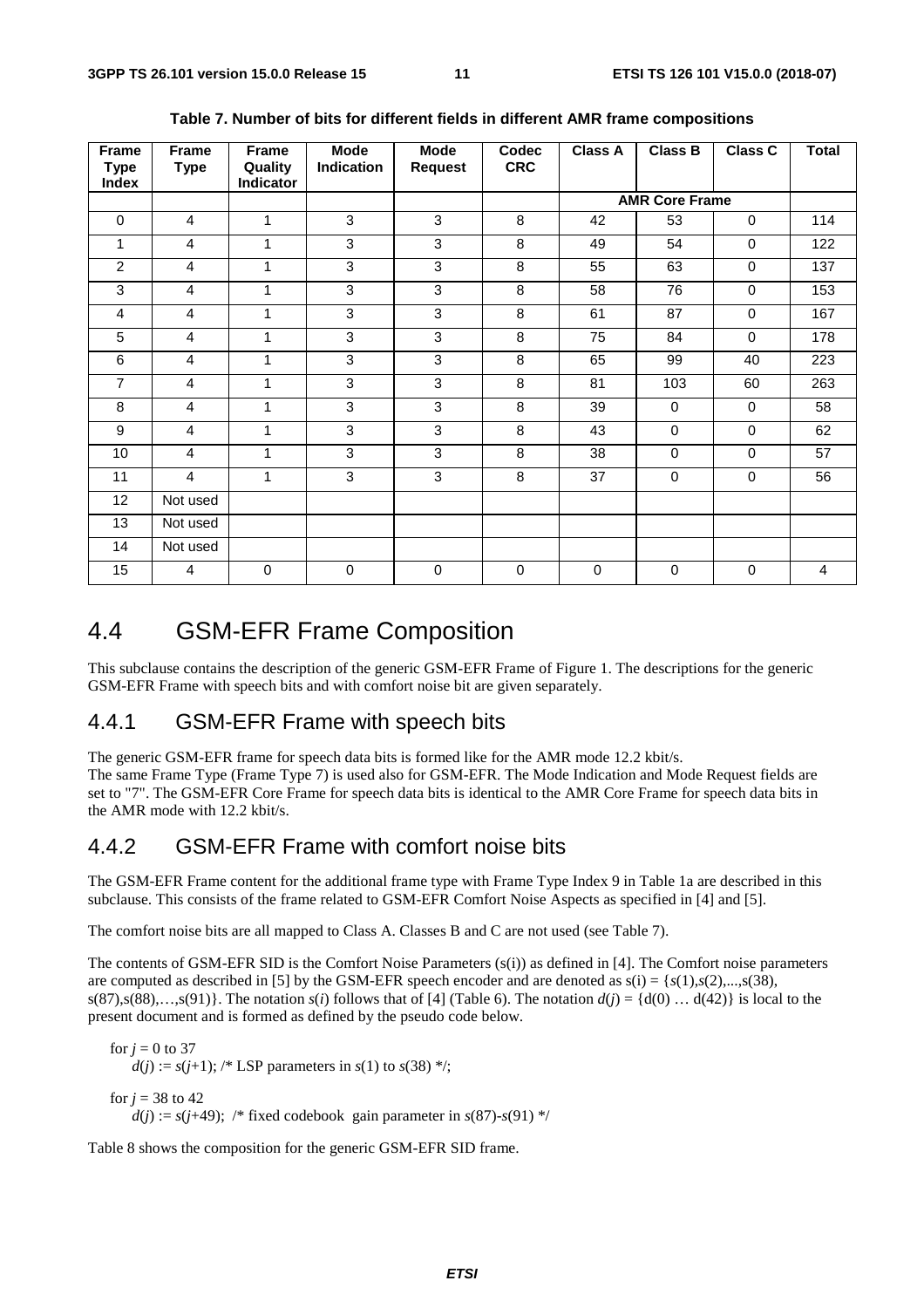**Table 7. Number of bits for different fields in different AMR frame compositions**

| Frame Type Index | Frame Type | Frame Quality Indicator | Mode Indication | Mode Request | Codec CRC | Class A | Class B | Class C | Total |
|---|---|---|---|---|---|---|---|---|---|
| | | | | | | AMR Core Frame | | | |
| 0 | 4 | 1 | 3 | 3 | 8 | 42 | 53 | 0 | 114 |
| 1 | 4 | 1 | 3 | 3 | 8 | 49 | 54 | 0 | 122 |
| 2 | 4 | 1 | 3 | 3 | 8 | 55 | 63 | 0 | 137 |
| 3 | 4 | 1 | 3 | 3 | 8 | 58 | 76 | 0 | 153 |
| 4 | 4 | 1 | 3 | 3 | 8 | 61 | 87 | 0 | 167 |
| 5 | 4 | 1 | 3 | 3 | 8 | 75 | 84 | 0 | 178 |
| 6 | 4 | 1 | 3 | 3 | 8 | 65 | 99 | 40 | 223 |
| 7 | 4 | 1 | 3 | 3 | 8 | 81 | 103 | 60 | 263 |
| 8 | 4 | 1 | 3 | 3 | 8 | 39 | 0 | 0 | 58 |
| 9 | 4 | 1 | 3 | 3 | 8 | 43 | 0 | 0 | 62 |
| 10 | 4 | 1 | 3 | 3 | 8 | 38 | 0 | 0 | 57 |
| 11 | 4 | 1 | 3 | 3 | 8 | 37 | 0 | 0 | 56 |
| 12 | Not used | | | | | | | | |
| 13 | Not used | | | | | | | | |
| 14 | Not used | | | | | | | | |
| 15 | 4 | 0 | 0 | 0 | 0 | 0 | 0 | 0 | 4 |

# 4.4 GSM-EFR Frame Composition

This subclause contains the description of the generic GSM-EFR Frame of Figure 1. The descriptions for the generic GSM-EFR Frame with speech bits and with comfort noise bit are given separately.

## 4.4.1 GSM-EFR Frame with speech bits

The generic GSM-EFR frame for speech data bits is formed like for the AMR mode 12.2 kbit/s.
The same Frame Type (Frame Type 7) is used also for GSM-EFR. The Mode Indication and Mode Request fields are set to "7". The GSM-EFR Core Frame for speech data bits is identical to the AMR Core Frame for speech data bits in the AMR mode with 12.2 kbit/s.

## 4.4.2 GSM-EFR Frame with comfort noise bits

The GSM-EFR Frame content for the additional frame type with Frame Type Index 9 in Table 1a are described in this subclause. This consists of the frame related to GSM-EFR Comfort Noise Aspects as specified in [4] and [5].

The comfort noise bits are all mapped to Class A. Classes B and C are not used (see Table 7).

The contents of GSM-EFR SID is the Comfort Noise Parameters (s(i)) as defined in [4]. The Comfort noise parameters are computed as described in [5] by the GSM-EFR speech encoder and are denoted as $s(i) = \{s(1),s(2),...,s(38), s(87),s(88),\ldots,s(91)\}$. The notation $s(i)$ follows that of [4] (Table 6). The notation $d(j) = \{d(0) \ldots d(42)\}$ is local to the present document and is formed as defined by the pseudo code below.

```
for j = 0 to 37
    d(j) := s(j+1); /* LSP parameters in s(1) to s(38) */;

for j = 38 to 42
    d(j) := s(j+49);  /* fixed codebook  gain parameter in s(87)-s(91) */
```

Table 8 shows the composition for the generic GSM-EFR SID frame.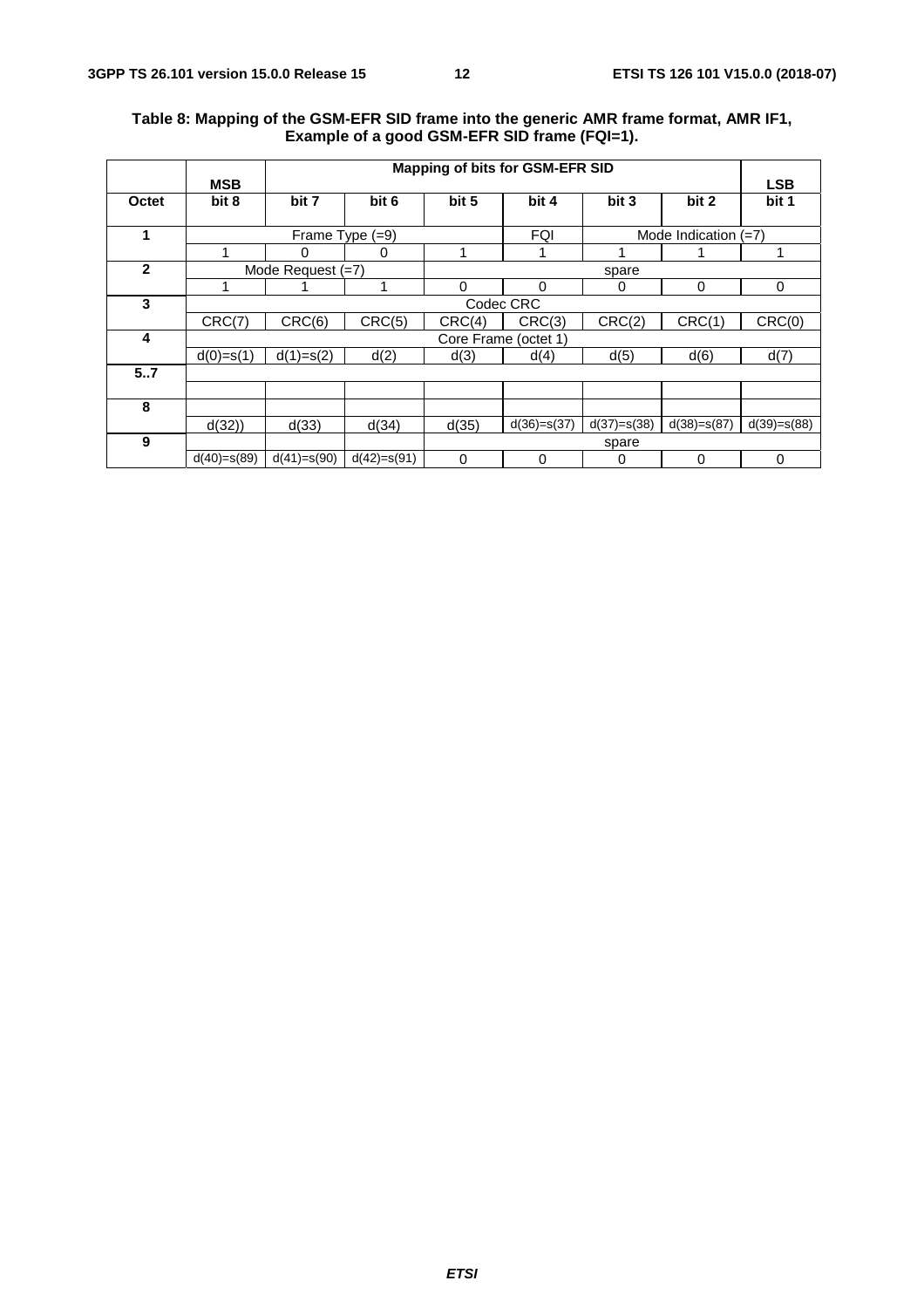**Table 8: Mapping of the GSM-EFR SID frame into the generic AMR frame format, AMR IF1, Example of a good GSM-EFR SID frame (FQI=1).**

| | MSB | Mapping of bits for GSM-EFR SID | | | | | | LSB |
|---|---|---|---|---|---|---|---|---|
| **Octet** | **bit 8** | **bit 7** | **bit 6** | **bit 5** | **bit 4** | **bit 3** | **bit 2** | **bit 1** |
| **1** | Frame Type (=9) | | | | FQI | Mode Indication (=7) | | |
| | 1 | 0 | 0 | 1 | 1 | 1 | 1 | 1 |
| **2** | Mode Request (=7) | | | spare | | | | |
| | 1 | 1 | 1 | 0 | 0 | 0 | 0 | 0 |
| **3** | Codec CRC | | | | | | | |
| | CRC(7) | CRC(6) | CRC(5) | CRC(4) | CRC(3) | CRC(2) | CRC(1) | CRC(0) |
| **4** | Core Frame (octet 1) | | | | | | | |
| | d(0)=s(1) | d(1)=s(2) | d(2) | d(3) | d(4) | d(5) | d(6) | d(7) |
| **5..7** | | | | | | | | |
| | | | | | | | | |
| **8** | | | | | | | | |
| | d(32)) | d(33) | d(34) | d(35) | d(36)=s(37) | d(37)=s(38) | d(38)=s(87) | d(39)=s(88) |
| **9** | | | | spare | | | | |
| | d(40)=s(89) | d(41)=s(90) | d(42)=s(91) | 0 | 0 | 0 | 0 | 0 |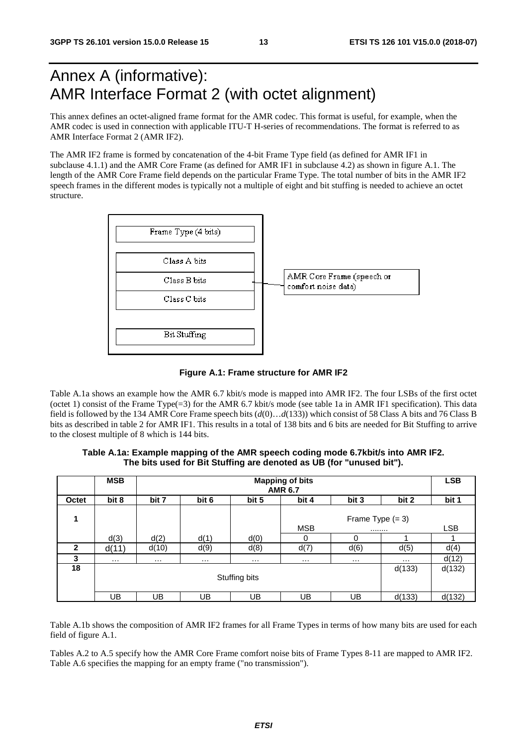# Annex A (informative): AMR Interface Format 2 (with octet alignment)

This annex defines an octet-aligned frame format for the AMR codec. This format is useful, for example, when the AMR codec is used in connection with applicable ITU-T H-series of recommendations. The format is referred to as AMR Interface Format 2 (AMR IF2).

The AMR IF2 frame is formed by concatenation of the 4-bit Frame Type field (as defined for AMR IF1 in subclause 4.1.1) and the AMR Core Frame (as defined for AMR IF1 in subclause 4.2) as shown in figure A.1. The length of the AMR Core Frame field depends on the particular Frame Type. The total number of bits in the AMR IF2 speech frames in the different modes is typically not a multiple of eight and bit stuffing is needed to achieve an octet structure.

| Frame Type (4 bits) |
|---|
| Class A bits |
| Class B bits |
| Class C bits |
| Bit Stuffing |

AMR Core Frame (speech or comfort noise data)

**Figure A.1: Frame structure for AMR IF2**

Table A.1a shows an example how the AMR 6.7 kbit/s mode is mapped into AMR IF2. The four LSBs of the first octet (octet 1) consist of the Frame Type(=3) for the AMR 6.7 kbit/s mode (see table 1a in AMR IF1 specification). This data field is followed by the 134 AMR Core Frame speech bits (*d*(0)…*d*(133)) which consist of 58 Class A bits and 76 Class B bits as described in table 2 for AMR IF1. This results in a total of 138 bits and 6 bits are needed for Bit Stuffing to arrive to the closest multiple of 8 which is 144 bits.

**Table A.1a: Example mapping of the AMR speech coding mode 6.7kbit/s into AMR IF2. The bits used for Bit Stuffing are denoted as UB (for "unused bit").**

| | MSB | Mapping of bits AMR 6.7 | | | | | | LSB |
|---|---|---|---|---|---|---|---|---|
| **Octet** | **bit 8** | **bit 7** | **bit 6** | **bit 5** | **bit 4** | **bit 3** | **bit 2** | **bit 1** |
| **1** | | | | | Frame Type (= 3) MSB | ........ | | LSB |
| | d(3) | d(2) | d(1) | d(0) | 0 | 0 | 1 | 1 |
| **2** | d(11) | d(10) | d(9) | d(8) | d(7) | d(6) | d(5) | d(4) |
| **3** | … | … | … | … | … | … | … | d(12) |
| **18** | Stuffing bits | | | | | | d(133) | d(132) |
| | UB | UB | UB | UB | UB | UB | d(133) | d(132) |

Table A.1b shows the composition of AMR IF2 frames for all Frame Types in terms of how many bits are used for each field of figure A.1.

Tables A.2 to A.5 specify how the AMR Core Frame comfort noise bits of Frame Types 8-11 are mapped to AMR IF2. Table A.6 specifies the mapping for an empty frame ("no transmission").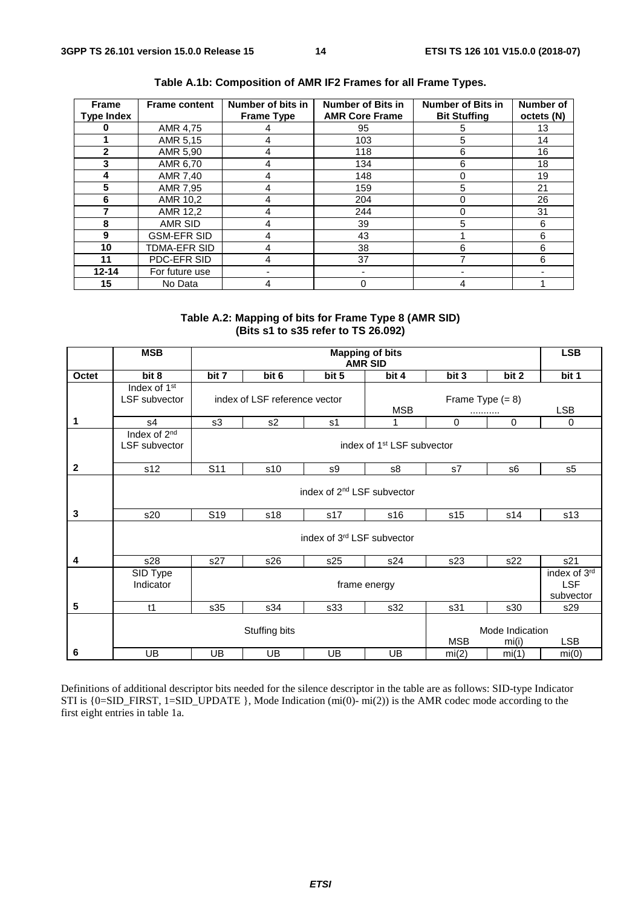**Table A.1b: Composition of AMR IF2 Frames for all Frame Types.**

| Frame Type Index | Frame content | Number of bits in Frame Type | Number of Bits in AMR Core Frame | Number of Bits in Bit Stuffing | Number of octets (N) |
|---|---|---|---|---|---|
| 0 | AMR 4,75 | 4 | 95 | 5 | 13 |
| 1 | AMR 5,15 | 4 | 103 | 5 | 14 |
| 2 | AMR 5,90 | 4 | 118 | 6 | 16 |
| 3 | AMR 6,70 | 4 | 134 | 6 | 18 |
| 4 | AMR 7,40 | 4 | 148 | 0 | 19 |
| 5 | AMR 7,95 | 4 | 159 | 5 | 21 |
| 6 | AMR 10,2 | 4 | 204 | 0 | 26 |
| 7 | AMR 12,2 | 4 | 244 | 0 | 31 |
| 8 | AMR SID | 4 | 39 | 5 | 6 |
| 9 | GSM-EFR SID | 4 | 43 | 1 | 6 |
| 10 | TDMA-EFR SID | 4 | 38 | 6 | 6 |
| 11 | PDC-EFR SID | 4 | 37 | 7 | 6 |
| 12-14 | For future use | - | - | - | - |
| 15 | No Data | 4 | 0 | 4 | 1 |

**Table A.2: Mapping of bits for Frame Type 8 (AMR SID) (Bits s1 to s35 refer to TS 26.092)**

| | MSB | Mapping of bits AMR SID | | | | | | LSB |
|---|---|---|---|---|---|---|---|---|
| Octet | bit 8 | bit 7 | bit 6 | bit 5 | bit 4 | bit 3 | bit 2 | bit 1 |
| | Index of 1st LSF subvector | index of LSF reference vector | | | Frame Type (= 8) MSB | .......... | | LSB |
| 1 | s4 | s3 | s2 | s1 | 1 | 0 | 0 | 0 |
| | Index of 2nd LSF subvector | index of 1st LSF subvector | | | | | | |
| 2 | s12 | S11 | s10 | s9 | s8 | s7 | s6 | s5 |
| | index of 2nd LSF subvector | | | | | | | |
| 3 | s20 | S19 | s18 | s17 | s16 | s15 | s14 | s13 |
| | index of 3rd LSF subvector | | | | | | | |
| 4 | s28 | s27 | s26 | s25 | s24 | s23 | s22 | s21 |
| | SID Type Indicator | frame energy | | | | | | index of 3rd LSF subvector |
| 5 | t1 | s35 | s34 | s33 | s32 | s31 | s30 | s29 |
| | Stuffing bits | | | | | Mode Indication MSB | mi(i) | LSB |
| 6 | UB | UB | UB | UB | UB | mi(2) | mi(1) | mi(0) |

Definitions of additional descriptor bits needed for the silence descriptor in the table are as follows: SID-type Indicator STI is {0=SID_FIRST, 1=SID_UPDATE }, Mode Indication (mi(0)- mi(2)) is the AMR codec mode according to the first eight entries in table 1a.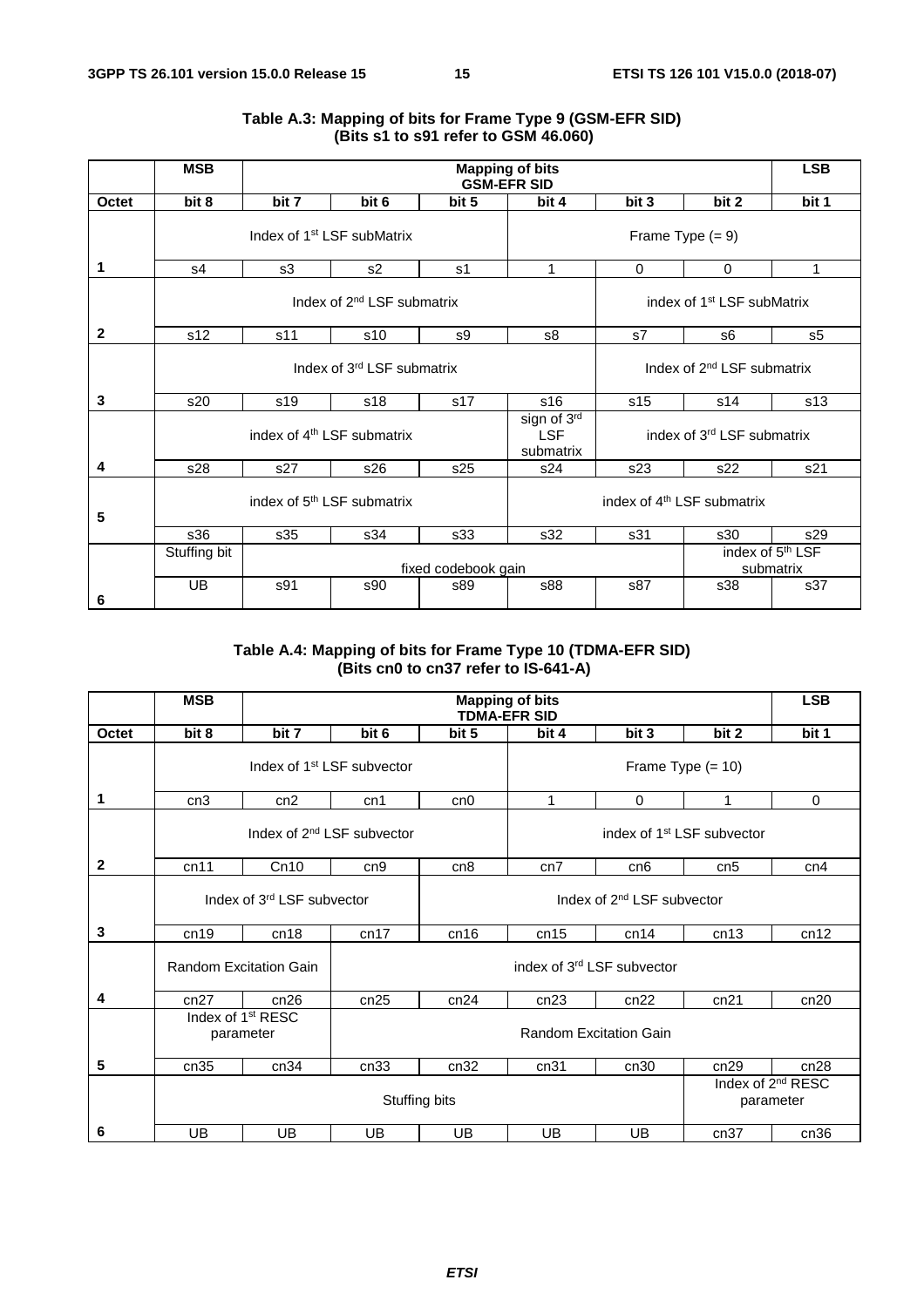**Table A.3: Mapping of bits for Frame Type 9 (GSM-EFR SID)**
**(Bits s1 to s91 refer to GSM 46.060)**

| | MSB | Mapping of bits GSM-EFR SID | | | | | | LSB |
|---|---|---|---|---|---|---|---|---|
| **Octet** | **bit 8** | **bit 7** | **bit 6** | **bit 5** | **bit 4** | **bit 3** | **bit 2** | **bit 1** |
| | Index of 1st LSF subMatrix | | | | Frame Type (= 9) | | | |
| 1 | s4 | s3 | s2 | s1 | 1 | 0 | 0 | 1 |
| | Index of 2nd LSF submatrix | | | | | index of 1st LSF subMatrix | | |
| 2 | s12 | s11 | s10 | s9 | s8 | s7 | s6 | s5 |
| | Index of 3rd LSF submatrix | | | | | Index of 2nd LSF submatrix | | |
| 3 | s20 | s19 | s18 | s17 | s16 | s15 | s14 | s13 |
| | index of 4th LSF submatrix | | | | sign of 3rd LSF submatrix | index of 3rd LSF submatrix | | |
| 4 | s28 | s27 | s26 | s25 | s24 | s23 | s22 | s21 |
| | index of 5th LSF submatrix | | | | index of 4th LSF submatrix | | | |
| 5 | s36 | s35 | s34 | s33 | s32 | s31 | s30 | s29 |
| | Stuffing bit | fixed codebook gain | | | | | index of 5th LSF submatrix | |
| 6 | UB | s91 | s90 | s89 | s88 | s87 | s38 | s37 |

**Table A.4: Mapping of bits for Frame Type 10 (TDMA-EFR SID)**
**(Bits cn0 to cn37 refer to IS-641-A)**

| | MSB | Mapping of bits TDMA-EFR SID | | | | | | LSB |
|---|---|---|---|---|---|---|---|---|
| **Octet** | **bit 8** | **bit 7** | **bit 6** | **bit 5** | **bit 4** | **bit 3** | **bit 2** | **bit 1** |
| | Index of 1st LSF subvector | | | | Frame Type (= 10) | | | |
| 1 | cn3 | cn2 | cn1 | cn0 | 1 | 0 | 1 | 0 |
| | Index of 2nd LSF subvector | | | | index of 1st LSF subvector | | | |
| 2 | cn11 | Cn10 | cn9 | cn8 | cn7 | cn6 | cn5 | cn4 |
| | Index of 3rd LSF subvector | | | Index of 2nd LSF subvector | | | | |
| 3 | cn19 | cn18 | cn17 | cn16 | cn15 | cn14 | cn13 | cn12 |
| | Random Excitation Gain | | index of 3rd LSF subvector | | | | | |
| 4 | cn27 | cn26 | cn25 | cn24 | cn23 | cn22 | cn21 | cn20 |
| | Index of 1st RESC parameter | | Random Excitation Gain | | | | | |
| 5 | cn35 | cn34 | cn33 | cn32 | cn31 | cn30 | cn29 | cn28 |
| | Stuffing bits | | | | | | Index of 2nd RESC parameter | |
| 6 | UB | UB | UB | UB | UB | UB | cn37 | cn36 |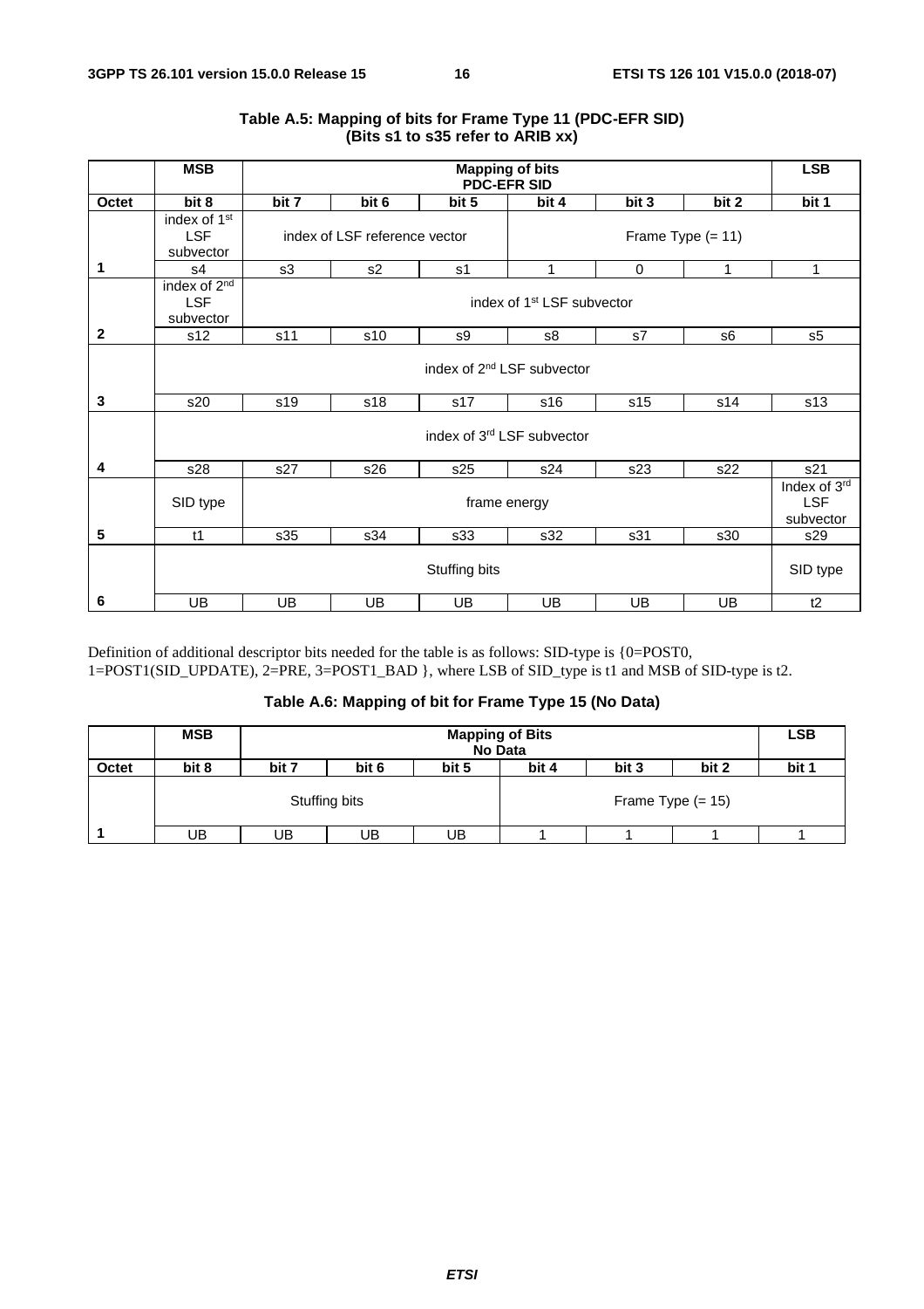**Table A.5: Mapping of bits for Frame Type 11 (PDC-EFR SID) (Bits s1 to s35 refer to ARIB xx)**

| | MSB | Mapping of bits PDC-EFR SID | | | | | | LSB |
|---|---|---|---|---|---|---|---|---|
| **Octet** | **bit 8** | **bit 7** | **bit 6** | **bit 5** | **bit 4** | **bit 3** | **bit 2** | **bit 1** |
| | index of 1st LSF subvector | index of LSF reference vector | | | Frame Type (= 11) | | | |
| **1** | s4 | s3 | s2 | s1 | 1 | 0 | 1 | 1 |
| | index of 2nd LSF subvector | index of 1st LSF subvector | | | | | | |
| **2** | s12 | s11 | s10 | s9 | s8 | s7 | s6 | s5 |
| | index of 2nd LSF subvector | | | | | | | |
| **3** | s20 | s19 | s18 | s17 | s16 | s15 | s14 | s13 |
| | index of 3rd LSF subvector | | | | | | | |
| **4** | s28 | s27 | s26 | s25 | s24 | s23 | s22 | s21 |
| | SID type | frame energy | | | | | | Index of 3rd LSF subvector |
| **5** | t1 | s35 | s34 | s33 | s32 | s31 | s30 | s29 |
| | Stuffing bits | | | | | | | SID type |
| **6** | UB | UB | UB | UB | UB | UB | UB | t2 |

Definition of additional descriptor bits needed for the table is as follows: SID-type is {0=POST0, 1=POST1(SID_UPDATE), 2=PRE, 3=POST1_BAD }, where LSB of SID_type is t1 and MSB of SID-type is t2.

**Table A.6: Mapping of bit for Frame Type 15 (No Data)**

| | MSB | Mapping of Bits No Data | | | | | | LSB |
|---|---|---|---|---|---|---|---|---|
| **Octet** | **bit 8** | **bit 7** | **bit 6** | **bit 5** | **bit 4** | **bit 3** | **bit 2** | **bit 1** |
| | Stuffing bits | | | | Frame Type (= 15) | | | |
| **1** | UB | UB | UB | UB | 1 | 1 | 1 | 1 |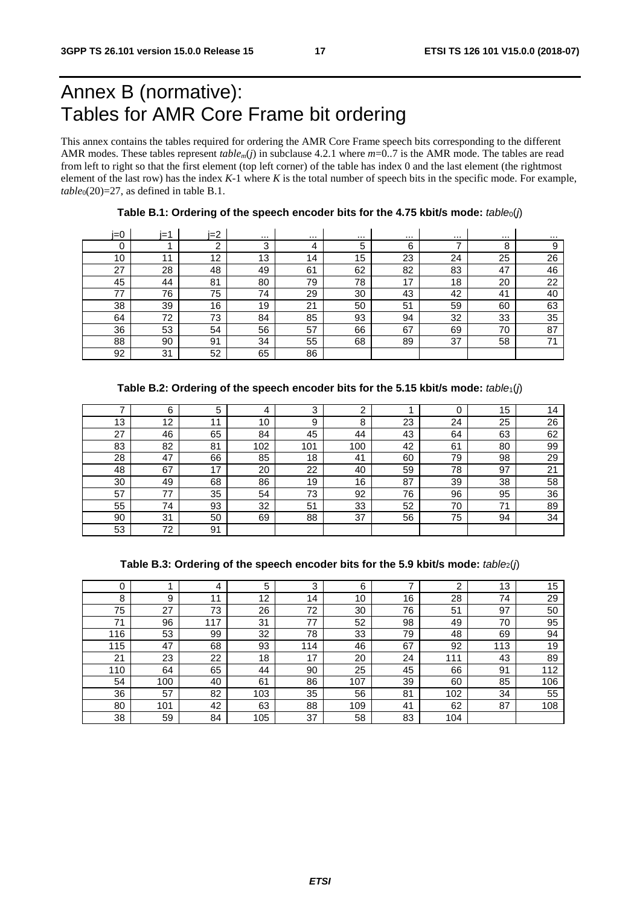# Annex B (normative): Tables for AMR Core Frame bit ordering

This annex contains the tables required for ordering the AMR Core Frame speech bits corresponding to the different AMR modes. These tables represent $table_m(j)$ in subclause 4.2.1 where $m$=0..7 is the AMR mode. The tables are read from left to right so that the first element (top left corner) of the table has index 0 and the last element (the rightmost element of the last row) has the index $K$-1 where $K$ is the total number of speech bits in the specific mode. For example, $table_0(20)$=27, as defined in table B.1.

**Table B.1: Ordering of the speech encoder bits for the 4.75 kbit/s mode:** $table_0(j)$

| j=0 | j=1 | j=2 | ... | ... | ... | ... | ... | ... | ... |
|---|---|---|---|---|---|---|---|---|---|
| 0 | 1 | 2 | 3 | 4 | 5 | 6 | 7 | 8 | 9 |
| 10 | 11 | 12 | 13 | 14 | 15 | 23 | 24 | 25 | 26 |
| 27 | 28 | 48 | 49 | 61 | 62 | 82 | 83 | 47 | 46 |
| 45 | 44 | 81 | 80 | 79 | 78 | 17 | 18 | 20 | 22 |
| 77 | 76 | 75 | 74 | 29 | 30 | 43 | 42 | 41 | 40 |
| 38 | 39 | 16 | 19 | 21 | 50 | 51 | 59 | 60 | 63 |
| 64 | 72 | 73 | 84 | 85 | 93 | 94 | 32 | 33 | 35 |
| 36 | 53 | 54 | 56 | 57 | 66 | 67 | 69 | 70 | 87 |
| 88 | 90 | 91 | 34 | 55 | 68 | 89 | 37 | 58 | 71 |
| 92 | 31 | 52 | 65 | 86 | | | | | |

**Table B.2: Ordering of the speech encoder bits for the 5.15 kbit/s mode:** $table_1(j)$

| | | | | | | | | | |
|---|---|---|---|---|---|---|---|---|---|
| 7 | 6 | 5 | 4 | 3 | 2 | 1 | 0 | 15 | 14 |
| 13 | 12 | 11 | 10 | 9 | 8 | 23 | 24 | 25 | 26 |
| 27 | 46 | 65 | 84 | 45 | 44 | 43 | 64 | 63 | 62 |
| 83 | 82 | 81 | 102 | 101 | 100 | 42 | 61 | 80 | 99 |
| 28 | 47 | 66 | 85 | 18 | 41 | 60 | 79 | 98 | 29 |
| 48 | 67 | 17 | 20 | 22 | 40 | 59 | 78 | 97 | 21 |
| 30 | 49 | 68 | 86 | 19 | 16 | 87 | 39 | 38 | 58 |
| 57 | 77 | 35 | 54 | 73 | 92 | 76 | 96 | 95 | 36 |
| 55 | 74 | 93 | 32 | 51 | 33 | 52 | 70 | 71 | 89 |
| 90 | 31 | 50 | 69 | 88 | 37 | 56 | 75 | 94 | 34 |
| 53 | 72 | 91 | | | | | | | |

**Table B.3: Ordering of the speech encoder bits for the 5.9 kbit/s mode:** $table_2(j)$

| | | | | | | | | | |
|---|---|---|---|---|---|---|---|---|---|
| 0 | 1 | 4 | 5 | 3 | 6 | 7 | 2 | 13 | 15 |
| 8 | 9 | 11 | 12 | 14 | 10 | 16 | 28 | 74 | 29 |
| 75 | 27 | 73 | 26 | 72 | 30 | 76 | 51 | 97 | 50 |
| 71 | 96 | 117 | 31 | 77 | 52 | 98 | 49 | 70 | 95 |
| 116 | 53 | 99 | 32 | 78 | 33 | 79 | 48 | 69 | 94 |
| 115 | 47 | 68 | 93 | 114 | 46 | 67 | 92 | 113 | 19 |
| 21 | 23 | 22 | 18 | 17 | 20 | 24 | 111 | 43 | 89 |
| 110 | 64 | 65 | 44 | 90 | 25 | 45 | 66 | 91 | 112 |
| 54 | 100 | 40 | 61 | 86 | 107 | 39 | 60 | 85 | 106 |
| 36 | 57 | 82 | 103 | 35 | 56 | 81 | 102 | 34 | 55 |
| 80 | 101 | 42 | 63 | 88 | 109 | 41 | 62 | 87 | 108 |
| 38 | 59 | 84 | 105 | 37 | 58 | 83 | 104 | | |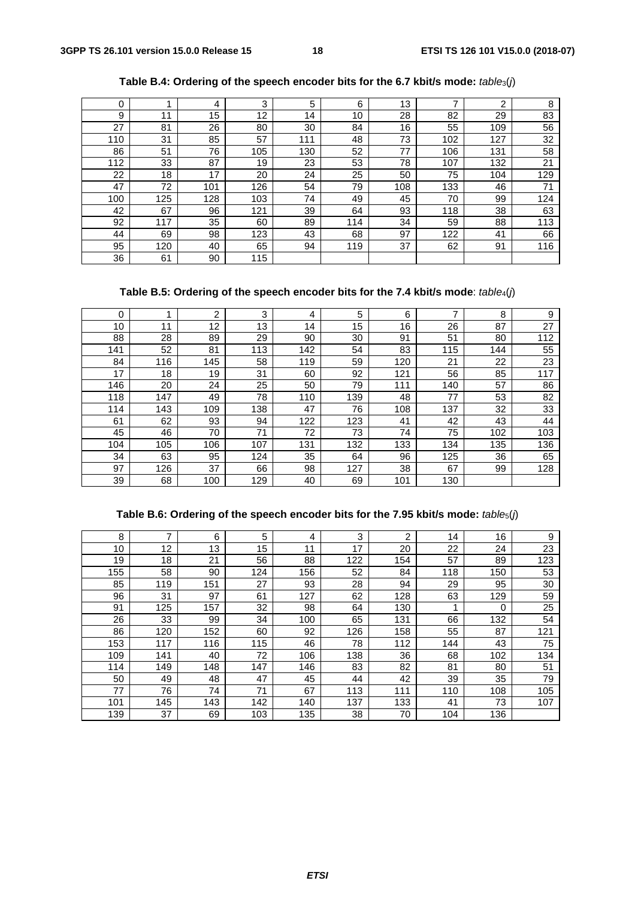**Table B.4: Ordering of the speech encoder bits for the 6.7 kbit/s mode:** *table*$_3$(*j*)

| | | | | | | | | | |
|---|---|---|---|---|---|---|---|---|---|
| 0 | 1 | 4 | 3 | 5 | 6 | 13 | 7 | 2 | 8 |
| 9 | 11 | 15 | 12 | 14 | 10 | 28 | 82 | 29 | 83 |
| 27 | 81 | 26 | 80 | 30 | 84 | 16 | 55 | 109 | 56 |
| 110 | 31 | 85 | 57 | 111 | 48 | 73 | 102 | 127 | 32 |
| 86 | 51 | 76 | 105 | 130 | 52 | 77 | 106 | 131 | 58 |
| 112 | 33 | 87 | 19 | 23 | 53 | 78 | 107 | 132 | 21 |
| 22 | 18 | 17 | 20 | 24 | 25 | 50 | 75 | 104 | 129 |
| 47 | 72 | 101 | 126 | 54 | 79 | 108 | 133 | 46 | 71 |
| 100 | 125 | 128 | 103 | 74 | 49 | 45 | 70 | 99 | 124 |
| 42 | 67 | 96 | 121 | 39 | 64 | 93 | 118 | 38 | 63 |
| 92 | 117 | 35 | 60 | 89 | 114 | 34 | 59 | 88 | 113 |
| 44 | 69 | 98 | 123 | 43 | 68 | 97 | 122 | 41 | 66 |
| 95 | 120 | 40 | 65 | 94 | 119 | 37 | 62 | 91 | 116 |
| 36 | 61 | 90 | 115 | | | | | | |

**Table B.5: Ordering of the speech encoder bits for the 7.4 kbit/s mode**: *table*$_4$(*j*)

| | | | | | | | | | |
|---|---|---|---|---|---|---|---|---|---|
| 0 | 1 | 2 | 3 | 4 | 5 | 6 | 7 | 8 | 9 |
| 10 | 11 | 12 | 13 | 14 | 15 | 16 | 26 | 87 | 27 |
| 88 | 28 | 89 | 29 | 90 | 30 | 91 | 51 | 80 | 112 |
| 141 | 52 | 81 | 113 | 142 | 54 | 83 | 115 | 144 | 55 |
| 84 | 116 | 145 | 58 | 119 | 59 | 120 | 21 | 22 | 23 |
| 17 | 18 | 19 | 31 | 60 | 92 | 121 | 56 | 85 | 117 |
| 146 | 20 | 24 | 25 | 50 | 79 | 111 | 140 | 57 | 86 |
| 118 | 147 | 49 | 78 | 110 | 139 | 48 | 77 | 53 | 82 |
| 114 | 143 | 109 | 138 | 47 | 76 | 108 | 137 | 32 | 33 |
| 61 | 62 | 93 | 94 | 122 | 123 | 41 | 42 | 43 | 44 |
| 45 | 46 | 70 | 71 | 72 | 73 | 74 | 75 | 102 | 103 |
| 104 | 105 | 106 | 107 | 131 | 132 | 133 | 134 | 135 | 136 |
| 34 | 63 | 95 | 124 | 35 | 64 | 96 | 125 | 36 | 65 |
| 97 | 126 | 37 | 66 | 98 | 127 | 38 | 67 | 99 | 128 |
| 39 | 68 | 100 | 129 | 40 | 69 | 101 | 130 | | |

**Table B.6: Ordering of the speech encoder bits for the 7.95 kbit/s mode:** *table*$_5$(*j*)

| | | | | | | | | | |
|---|---|---|---|---|---|---|---|---|---|
| 8 | 7 | 6 | 5 | 4 | 3 | 2 | 14 | 16 | 9 |
| 10 | 12 | 13 | 15 | 11 | 17 | 20 | 22 | 24 | 23 |
| 19 | 18 | 21 | 56 | 88 | 122 | 154 | 57 | 89 | 123 |
| 155 | 58 | 90 | 124 | 156 | 52 | 84 | 118 | 150 | 53 |
| 85 | 119 | 151 | 27 | 93 | 28 | 94 | 29 | 95 | 30 |
| 96 | 31 | 97 | 61 | 127 | 62 | 128 | 63 | 129 | 59 |
| 91 | 125 | 157 | 32 | 98 | 64 | 130 | 1 | 0 | 25 |
| 26 | 33 | 99 | 34 | 100 | 65 | 131 | 66 | 132 | 54 |
| 86 | 120 | 152 | 60 | 92 | 126 | 158 | 55 | 87 | 121 |
| 153 | 117 | 116 | 115 | 46 | 78 | 112 | 144 | 43 | 75 |
| 109 | 141 | 40 | 72 | 106 | 138 | 36 | 68 | 102 | 134 |
| 114 | 149 | 148 | 147 | 146 | 83 | 82 | 81 | 80 | 51 |
| 50 | 49 | 48 | 47 | 45 | 44 | 42 | 39 | 35 | 79 |
| 77 | 76 | 74 | 71 | 67 | 113 | 111 | 110 | 108 | 105 |
| 101 | 145 | 143 | 142 | 140 | 137 | 133 | 41 | 73 | 107 |
| 139 | 37 | 69 | 103 | 135 | 38 | 70 | 104 | 136 | |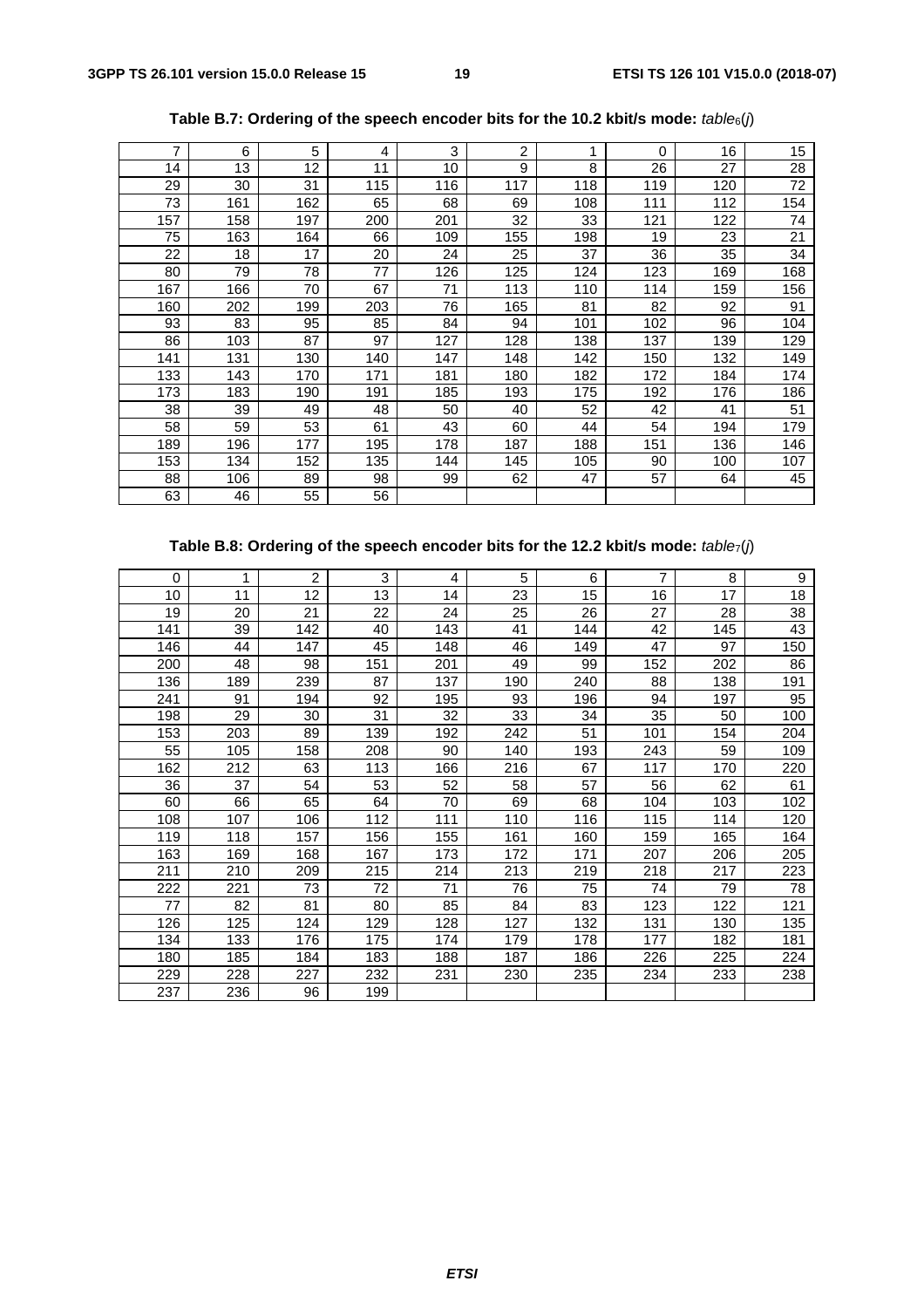**Table B.7: Ordering of the speech encoder bits for the 10.2 kbit/s mode:** *table*$_6$(*j*)

| | | | | | | | | | |
|---|---|---|---|---|---|---|---|---|---|
| 7 | 6 | 5 | 4 | 3 | 2 | 1 | 0 | 16 | 15 |
| 14 | 13 | 12 | 11 | 10 | 9 | 8 | 26 | 27 | 28 |
| 29 | 30 | 31 | 115 | 116 | 117 | 118 | 119 | 120 | 72 |
| 73 | 161 | 162 | 65 | 68 | 69 | 108 | 111 | 112 | 154 |
| 157 | 158 | 197 | 200 | 201 | 32 | 33 | 121 | 122 | 74 |
| 75 | 163 | 164 | 66 | 109 | 155 | 198 | 19 | 23 | 21 |
| 22 | 18 | 17 | 20 | 24 | 25 | 37 | 36 | 35 | 34 |
| 80 | 79 | 78 | 77 | 126 | 125 | 124 | 123 | 169 | 168 |
| 167 | 166 | 70 | 67 | 71 | 113 | 110 | 114 | 159 | 156 |
| 160 | 202 | 199 | 203 | 76 | 165 | 81 | 82 | 92 | 91 |
| 93 | 83 | 95 | 85 | 84 | 94 | 101 | 102 | 96 | 104 |
| 86 | 103 | 87 | 97 | 127 | 128 | 138 | 137 | 139 | 129 |
| 141 | 131 | 130 | 140 | 147 | 148 | 142 | 150 | 132 | 149 |
| 133 | 143 | 170 | 171 | 181 | 180 | 182 | 172 | 184 | 174 |
| 173 | 183 | 190 | 191 | 185 | 193 | 175 | 192 | 176 | 186 |
| 38 | 39 | 49 | 48 | 50 | 40 | 52 | 42 | 41 | 51 |
| 58 | 59 | 53 | 61 | 43 | 60 | 44 | 54 | 194 | 179 |
| 189 | 196 | 177 | 195 | 178 | 187 | 188 | 151 | 136 | 146 |
| 153 | 134 | 152 | 135 | 144 | 145 | 105 | 90 | 100 | 107 |
| 88 | 106 | 89 | 98 | 99 | 62 | 47 | 57 | 64 | 45 |
| 63 | 46 | 55 | 56 | | | | | | |

**Table B.8: Ordering of the speech encoder bits for the 12.2 kbit/s mode:** *table*$_7$(*j*)

| | | | | | | | | | |
|---|---|---|---|---|---|---|---|---|---|
| 0 | 1 | 2 | 3 | 4 | 5 | 6 | 7 | 8 | 9 |
| 10 | 11 | 12 | 13 | 14 | 23 | 15 | 16 | 17 | 18 |
| 19 | 20 | 21 | 22 | 24 | 25 | 26 | 27 | 28 | 38 |
| 141 | 39 | 142 | 40 | 143 | 41 | 144 | 42 | 145 | 43 |
| 146 | 44 | 147 | 45 | 148 | 46 | 149 | 47 | 97 | 150 |
| 200 | 48 | 98 | 151 | 201 | 49 | 99 | 152 | 202 | 86 |
| 136 | 189 | 239 | 87 | 137 | 190 | 240 | 88 | 138 | 191 |
| 241 | 91 | 194 | 92 | 195 | 93 | 196 | 94 | 197 | 95 |
| 198 | 29 | 30 | 31 | 32 | 33 | 34 | 35 | 50 | 100 |
| 153 | 203 | 89 | 139 | 192 | 242 | 51 | 101 | 154 | 204 |
| 55 | 105 | 158 | 208 | 90 | 140 | 193 | 243 | 59 | 109 |
| 162 | 212 | 63 | 113 | 166 | 216 | 67 | 117 | 170 | 220 |
| 36 | 37 | 54 | 53 | 52 | 58 | 57 | 56 | 62 | 61 |
| 60 | 66 | 65 | 64 | 70 | 69 | 68 | 104 | 103 | 102 |
| 108 | 107 | 106 | 112 | 111 | 110 | 116 | 115 | 114 | 120 |
| 119 | 118 | 157 | 156 | 155 | 161 | 160 | 159 | 165 | 164 |
| 163 | 169 | 168 | 167 | 173 | 172 | 171 | 207 | 206 | 205 |
| 211 | 210 | 209 | 215 | 214 | 213 | 219 | 218 | 217 | 223 |
| 222 | 221 | 73 | 72 | 71 | 76 | 75 | 74 | 79 | 78 |
| 77 | 82 | 81 | 80 | 85 | 84 | 83 | 123 | 122 | 121 |
| 126 | 125 | 124 | 129 | 128 | 127 | 132 | 131 | 130 | 135 |
| 134 | 133 | 176 | 175 | 174 | 179 | 178 | 177 | 182 | 181 |
| 180 | 185 | 184 | 183 | 188 | 187 | 186 | 226 | 225 | 224 |
| 229 | 228 | 227 | 232 | 231 | 230 | 235 | 234 | 233 | 238 |
| 237 | 236 | 96 | 199 | | | | | | |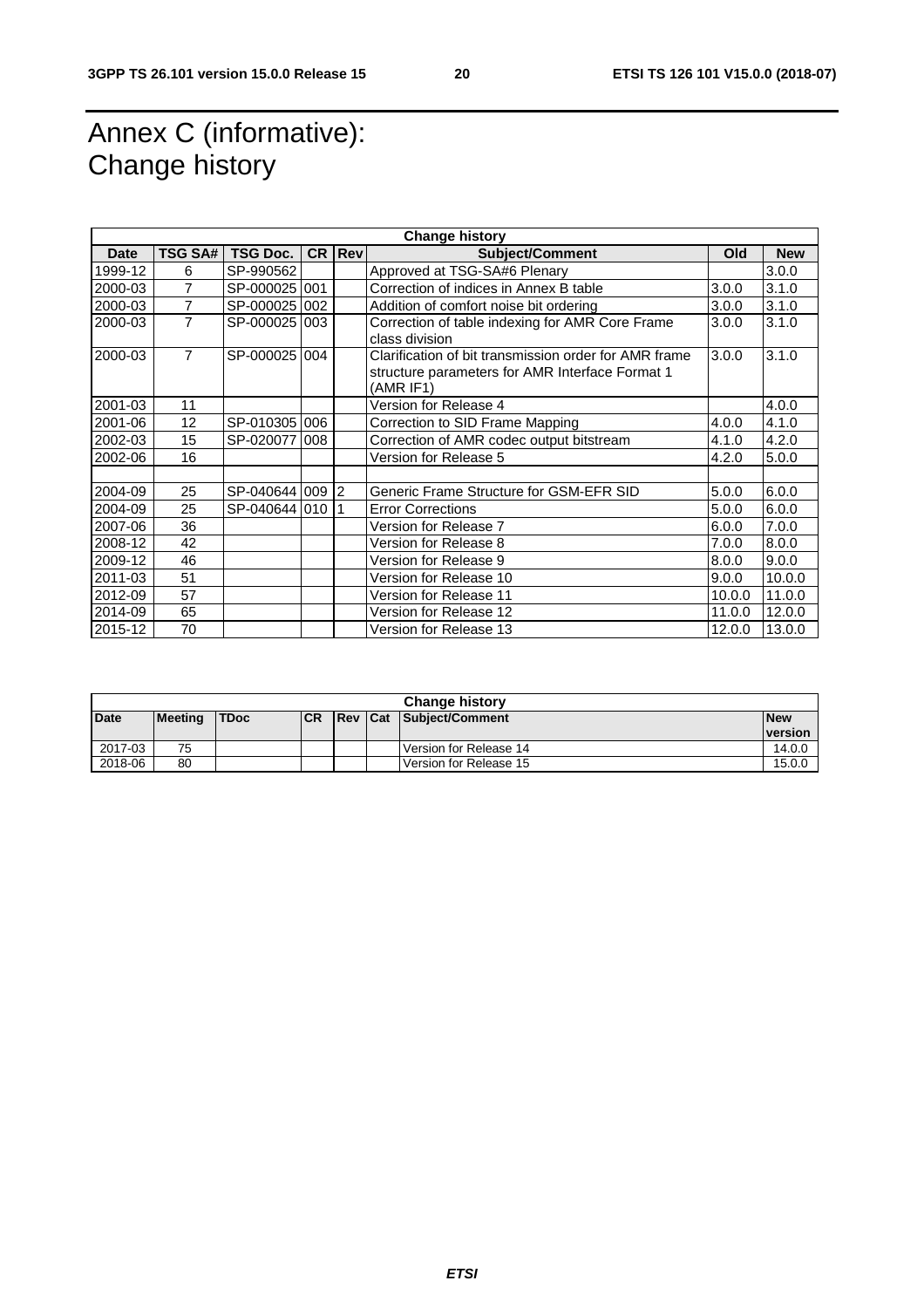# Annex C (informative): Change history

| Change history | | | | | | | |
|---|---|---|---|---|---|---|---|
| **Date** | **TSG SA#** | **TSG Doc.** | **CR** | **Rev** | **Subject/Comment** | **Old** | **New** |
| 1999-12 | 6 | SP-990562 | | | Approved at TSG-SA#6 Plenary | | 3.0.0 |
| 2000-03 | 7 | SP-000025 | 001 | | Correction of indices in Annex B table | 3.0.0 | 3.1.0 |
| 2000-03 | 7 | SP-000025 | 002 | | Addition of comfort noise bit ordering | 3.0.0 | 3.1.0 |
| 2000-03 | 7 | SP-000025 | 003 | | Correction of table indexing for AMR Core Frame class division | 3.0.0 | 3.1.0 |
| 2000-03 | 7 | SP-000025 | 004 | | Clarification of bit transmission order for AMR frame structure parameters for AMR Interface Format 1 (AMR IF1) | 3.0.0 | 3.1.0 |
| 2001-03 | 11 | | | | Version for Release 4 | | 4.0.0 |
| 2001-06 | 12 | SP-010305 | 006 | | Correction to SID Frame Mapping | 4.0.0 | 4.1.0 |
| 2002-03 | 15 | SP-020077 | 008 | | Correction of AMR codec output bitstream | 4.1.0 | 4.2.0 |
| 2002-06 | 16 | | | | Version for Release 5 | 4.2.0 | 5.0.0 |
| | | | | | | | |
| 2004-09 | 25 | SP-040644 | 009 | 2 | Generic Frame Structure for GSM-EFR SID | 5.0.0 | 6.0.0 |
| 2004-09 | 25 | SP-040644 | 010 | 1 | Error Corrections | 5.0.0 | 6.0.0 |
| 2007-06 | 36 | | | | Version for Release 7 | 6.0.0 | 7.0.0 |
| 2008-12 | 42 | | | | Version for Release 8 | 7.0.0 | 8.0.0 |
| 2009-12 | 46 | | | | Version for Release 9 | 8.0.0 | 9.0.0 |
| 2011-03 | 51 | | | | Version for Release 10 | 9.0.0 | 10.0.0 |
| 2012-09 | 57 | | | | Version for Release 11 | 10.0.0 | 11.0.0 |
| 2014-09 | 65 | | | | Version for Release 12 | 11.0.0 | 12.0.0 |
| 2015-12 | 70 | | | | Version for Release 13 | 12.0.0 | 13.0.0 |

| Change history | | | | | | | |
|---|---|---|---|---|---|---|---|
| **Date** | **Meeting** | **TDoc** | **CR** | **Rev** | **Cat** | **Subject/Comment** | **New version** |
| 2017-03 | 75 | | | | | Version for Release 14 | 14.0.0 |
| 2018-06 | 80 | | | | | Version for Release 15 | 15.0.0 |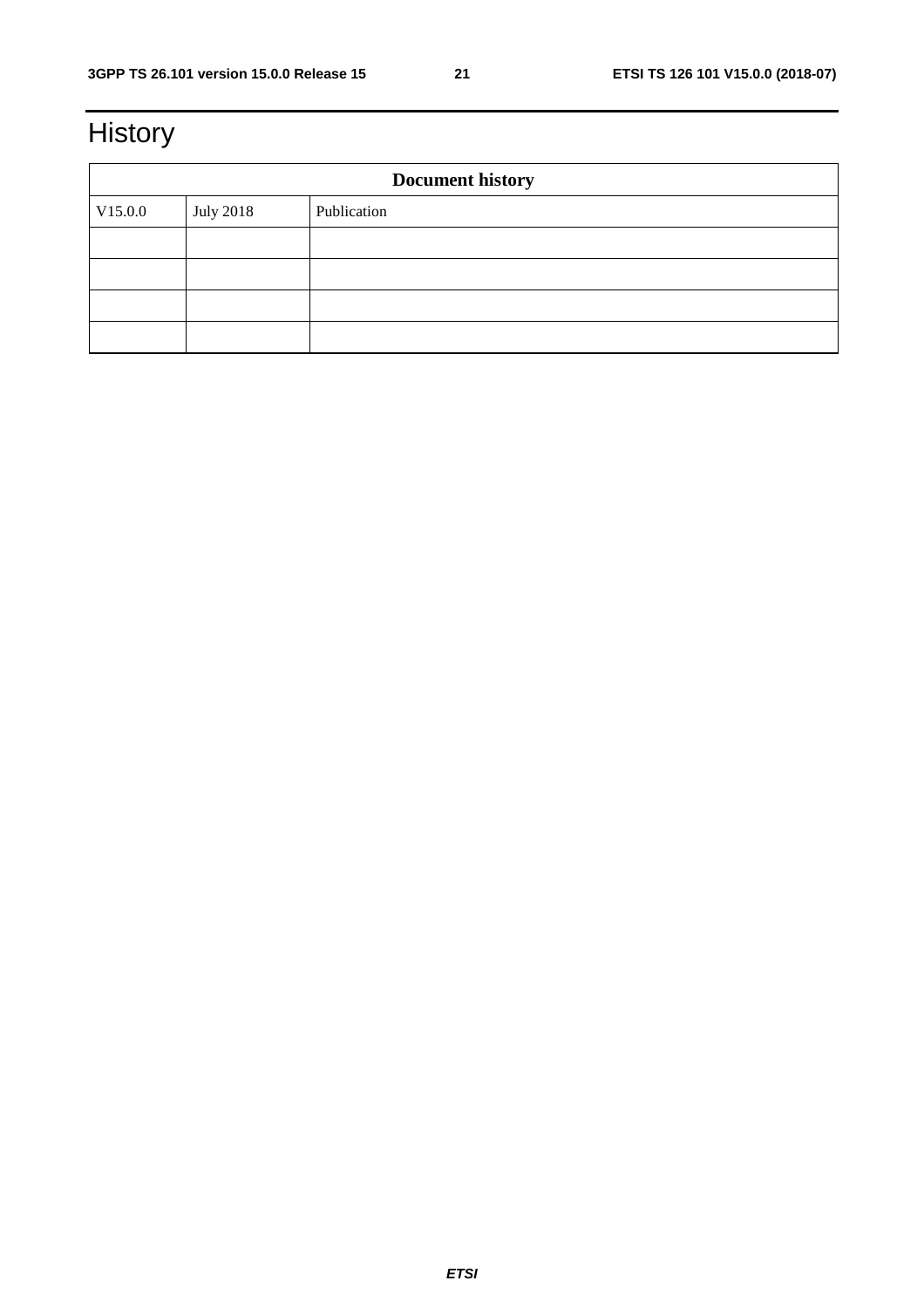# History

| Document history | | |
|---|---|---|
| V15.0.0 | July 2018 | Publication |
| | | |
| | | |
| | | |
| | | |